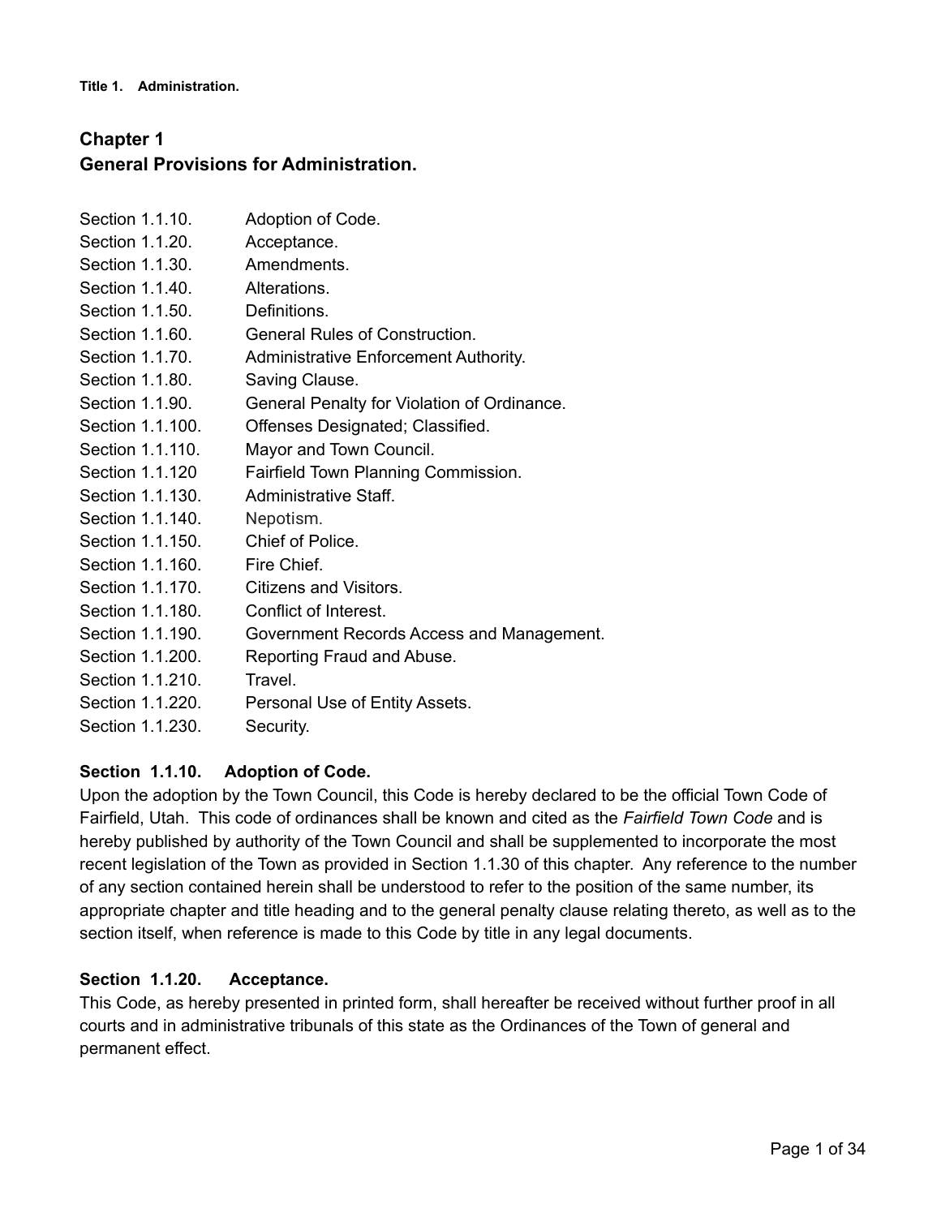**Title 1. Administration.**

## Chapter 1
## General Provisions for Administration.

| | |
|---|---|
| Section 1.1.10. | Adoption of Code. |
| Section 1.1.20. | Acceptance. |
| Section 1.1.30. | Amendments. |
| Section 1.1.40. | Alterations. |
| Section 1.1.50. | Definitions. |
| Section 1.1.60. | General Rules of Construction. |
| Section 1.1.70. | Administrative Enforcement Authority. |
| Section 1.1.80. | Saving Clause. |
| Section 1.1.90. | General Penalty for Violation of Ordinance. |
| Section 1.1.100. | Offenses Designated; Classified. |
| Section 1.1.110. | Mayor and Town Council. |
| Section 1.1.120 | Fairfield Town Planning Commission. |
| Section 1.1.130. | Administrative Staff. |
| Section 1.1.140. | Nepotism. |
| Section 1.1.150. | Chief of Police. |
| Section 1.1.160. | Fire Chief. |
| Section 1.1.170. | Citizens and Visitors. |
| Section 1.1.180. | Conflict of Interest. |
| Section 1.1.190. | Government Records Access and Management. |
| Section 1.1.200. | Reporting Fraud and Abuse. |
| Section 1.1.210. | Travel. |
| Section 1.1.220. | Personal Use of Entity Assets. |
| Section 1.1.230. | Security. |

### Section 1.1.10. Adoption of Code.

Upon the adoption by the Town Council, this Code is hereby declared to be the official Town Code of Fairfield, Utah. This code of ordinances shall be known and cited as the *Fairfield Town Code* and is hereby published by authority of the Town Council and shall be supplemented to incorporate the most recent legislation of the Town as provided in Section 1.1.30 of this chapter. Any reference to the number of any section contained herein shall be understood to refer to the position of the same number, its appropriate chapter and title heading and to the general penalty clause relating thereto, as well as to the section itself, when reference is made to this Code by title in any legal documents.

### Section 1.1.20. Acceptance.

This Code, as hereby presented in printed form, shall hereafter be received without further proof in all courts and in administrative tribunals of this state as the Ordinances of the Town of general and permanent effect.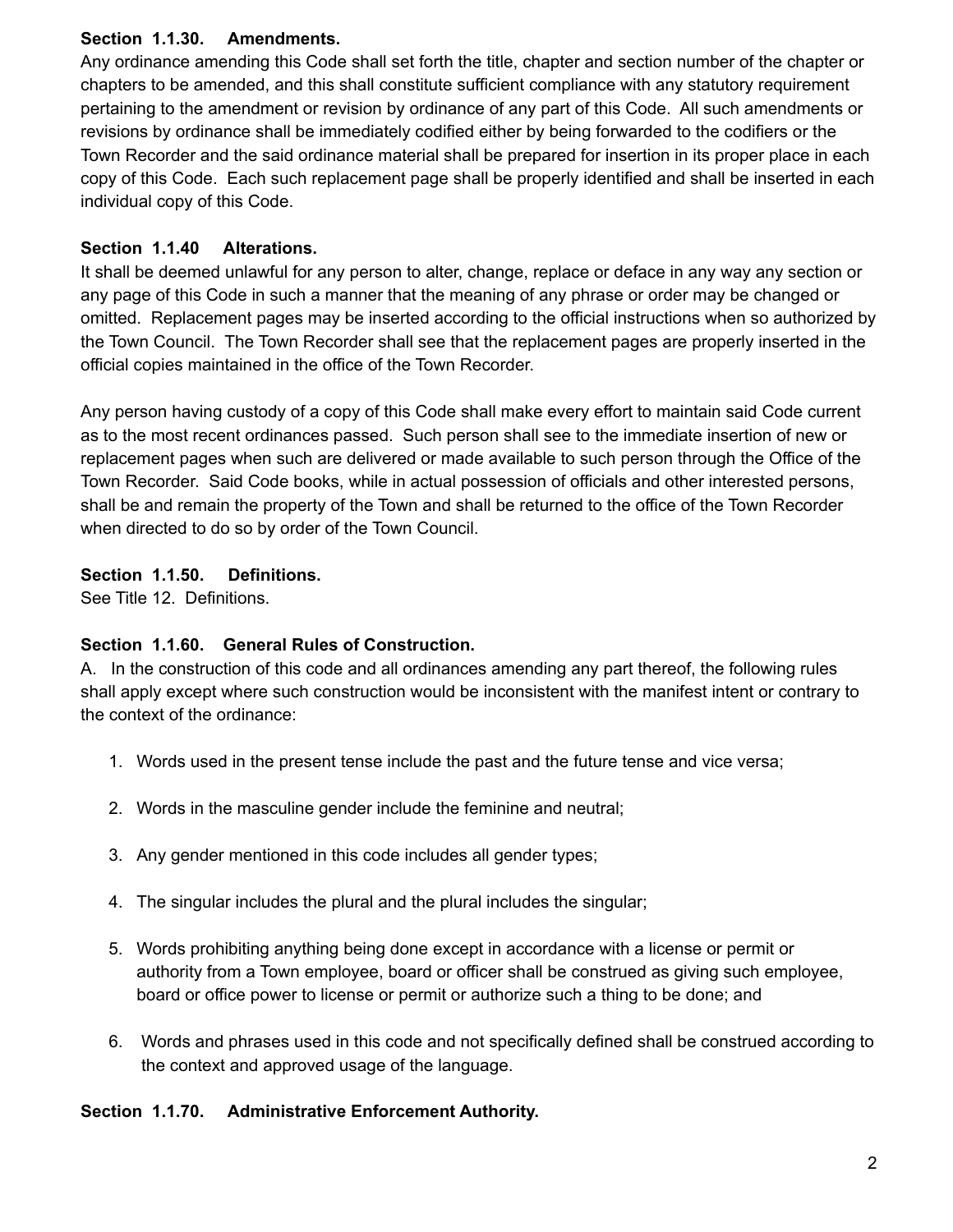**Section 1.1.30. Amendments.**

Any ordinance amending this Code shall set forth the title, chapter and section number of the chapter or chapters to be amended, and this shall constitute sufficient compliance with any statutory requirement pertaining to the amendment or revision by ordinance of any part of this Code. All such amendments or revisions by ordinance shall be immediately codified either by being forwarded to the codifiers or the Town Recorder and the said ordinance material shall be prepared for insertion in its proper place in each copy of this Code. Each such replacement page shall be properly identified and shall be inserted in each individual copy of this Code.

**Section 1.1.40 Alterations.**

It shall be deemed unlawful for any person to alter, change, replace or deface in any way any section or any page of this Code in such a manner that the meaning of any phrase or order may be changed or omitted. Replacement pages may be inserted according to the official instructions when so authorized by the Town Council. The Town Recorder shall see that the replacement pages are properly inserted in the official copies maintained in the office of the Town Recorder.

Any person having custody of a copy of this Code shall make every effort to maintain said Code current as to the most recent ordinances passed. Such person shall see to the immediate insertion of new or replacement pages when such are delivered or made available to such person through the Office of the Town Recorder. Said Code books, while in actual possession of officials and other interested persons, shall be and remain the property of the Town and shall be returned to the office of the Town Recorder when directed to do so by order of the Town Council.

**Section 1.1.50. Definitions.**

See Title 12. Definitions.

**Section 1.1.60. General Rules of Construction.**

A. In the construction of this code and all ordinances amending any part thereof, the following rules shall apply except where such construction would be inconsistent with the manifest intent or contrary to the context of the ordinance:

1. Words used in the present tense include the past and the future tense and vice versa;
2. Words in the masculine gender include the feminine and neutral;
3. Any gender mentioned in this code includes all gender types;
4. The singular includes the plural and the plural includes the singular;
5. Words prohibiting anything being done except in accordance with a license or permit or authority from a Town employee, board or officer shall be construed as giving such employee, board or office power to license or permit or authorize such a thing to be done; and
6. Words and phrases used in this code and not specifically defined shall be construed according to the context and approved usage of the language.

**Section 1.1.70. Administrative Enforcement Authority.**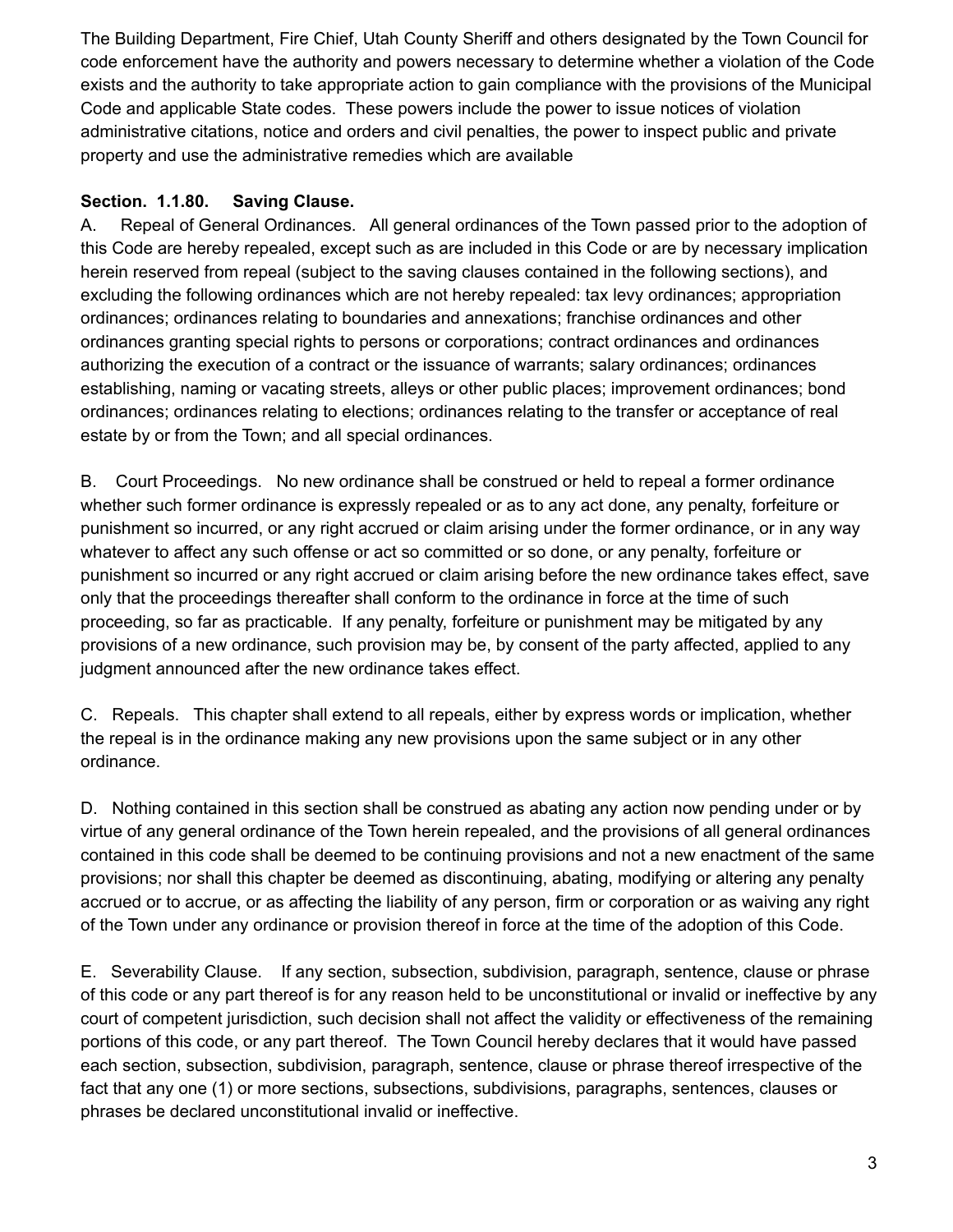The Building Department, Fire Chief, Utah County Sheriff and others designated by the Town Council for code enforcement have the authority and powers necessary to determine whether a violation of the Code exists and the authority to take appropriate action to gain compliance with the provisions of the Municipal Code and applicable State codes. These powers include the power to issue notices of violation administrative citations, notice and orders and civil penalties, the power to inspect public and private property and use the administrative remedies which are available

**Section. 1.1.80. Saving Clause.**

A. Repeal of General Ordinances. All general ordinances of the Town passed prior to the adoption of this Code are hereby repealed, except such as are included in this Code or are by necessary implication herein reserved from repeal (subject to the saving clauses contained in the following sections), and excluding the following ordinances which are not hereby repealed: tax levy ordinances; appropriation ordinances; ordinances relating to boundaries and annexations; franchise ordinances and other ordinances granting special rights to persons or corporations; contract ordinances and ordinances authorizing the execution of a contract or the issuance of warrants; salary ordinances; ordinances establishing, naming or vacating streets, alleys or other public places; improvement ordinances; bond ordinances; ordinances relating to elections; ordinances relating to the transfer or acceptance of real estate by or from the Town; and all special ordinances.

B. Court Proceedings. No new ordinance shall be construed or held to repeal a former ordinance whether such former ordinance is expressly repealed or as to any act done, any penalty, forfeiture or punishment so incurred, or any right accrued or claim arising under the former ordinance, or in any way whatever to affect any such offense or act so committed or so done, or any penalty, forfeiture or punishment so incurred or any right accrued or claim arising before the new ordinance takes effect, save only that the proceedings thereafter shall conform to the ordinance in force at the time of such proceeding, so far as practicable. If any penalty, forfeiture or punishment may be mitigated by any provisions of a new ordinance, such provision may be, by consent of the party affected, applied to any judgment announced after the new ordinance takes effect.

C. Repeals. This chapter shall extend to all repeals, either by express words or implication, whether the repeal is in the ordinance making any new provisions upon the same subject or in any other ordinance.

D. Nothing contained in this section shall be construed as abating any action now pending under or by virtue of any general ordinance of the Town herein repealed, and the provisions of all general ordinances contained in this code shall be deemed to be continuing provisions and not a new enactment of the same provisions; nor shall this chapter be deemed as discontinuing, abating, modifying or altering any penalty accrued or to accrue, or as affecting the liability of any person, firm or corporation or as waiving any right of the Town under any ordinance or provision thereof in force at the time of the adoption of this Code.

E. Severability Clause. If any section, subsection, subdivision, paragraph, sentence, clause or phrase of this code or any part thereof is for any reason held to be unconstitutional or invalid or ineffective by any court of competent jurisdiction, such decision shall not affect the validity or effectiveness of the remaining portions of this code, or any part thereof. The Town Council hereby declares that it would have passed each section, subsection, subdivision, paragraph, sentence, clause or phrase thereof irrespective of the fact that any one (1) or more sections, subsections, subdivisions, paragraphs, sentences, clauses or phrases be declared unconstitutional invalid or ineffective.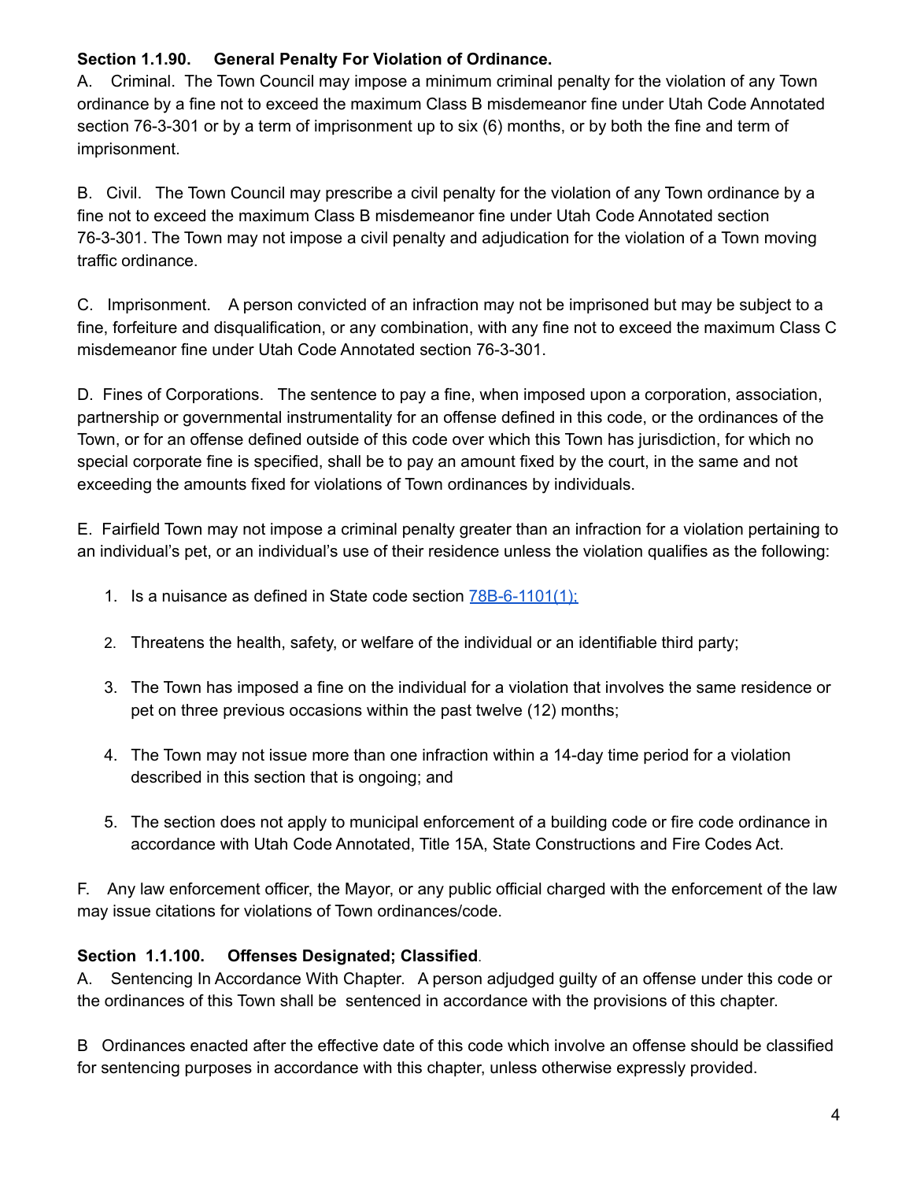**Section 1.1.90. General Penalty For Violation of Ordinance.**

A. Criminal. The Town Council may impose a minimum criminal penalty for the violation of any Town ordinance by a fine not to exceed the maximum Class B misdemeanor fine under Utah Code Annotated section 76-3-301 or by a term of imprisonment up to six (6) months, or by both the fine and term of imprisonment.

B. Civil. The Town Council may prescribe a civil penalty for the violation of any Town ordinance by a fine not to exceed the maximum Class B misdemeanor fine under Utah Code Annotated section 76-3-301. The Town may not impose a civil penalty and adjudication for the violation of a Town moving traffic ordinance.

C. Imprisonment. A person convicted of an infraction may not be imprisoned but may be subject to a fine, forfeiture and disqualification, or any combination, with any fine not to exceed the maximum Class C misdemeanor fine under Utah Code Annotated section 76-3-301.

D. Fines of Corporations. The sentence to pay a fine, when imposed upon a corporation, association, partnership or governmental instrumentality for an offense defined in this code, or the ordinances of the Town, or for an offense defined outside of this code over which this Town has jurisdiction, for which no special corporate fine is specified, shall be to pay an amount fixed by the court, in the same and not exceeding the amounts fixed for violations of Town ordinances by individuals.

E. Fairfield Town may not impose a criminal penalty greater than an infraction for a violation pertaining to an individual's pet, or an individual's use of their residence unless the violation qualifies as the following:

1. Is a nuisance as defined in State code section 78B-6-1101(1);
2. Threatens the health, safety, or welfare of the individual or an identifiable third party;
3. The Town has imposed a fine on the individual for a violation that involves the same residence or pet on three previous occasions within the past twelve (12) months;
4. The Town may not issue more than one infraction within a 14-day time period for a violation described in this section that is ongoing; and
5. The section does not apply to municipal enforcement of a building code or fire code ordinance in accordance with Utah Code Annotated, Title 15A, State Constructions and Fire Codes Act.

F. Any law enforcement officer, the Mayor, or any public official charged with the enforcement of the law may issue citations for violations of Town ordinances/code.

**Section 1.1.100. Offenses Designated; Classified**.

A. Sentencing In Accordance With Chapter. A person adjudged guilty of an offense under this code or the ordinances of this Town shall be sentenced in accordance with the provisions of this chapter.

B Ordinances enacted after the effective date of this code which involve an offense should be classified for sentencing purposes in accordance with this chapter, unless otherwise expressly provided.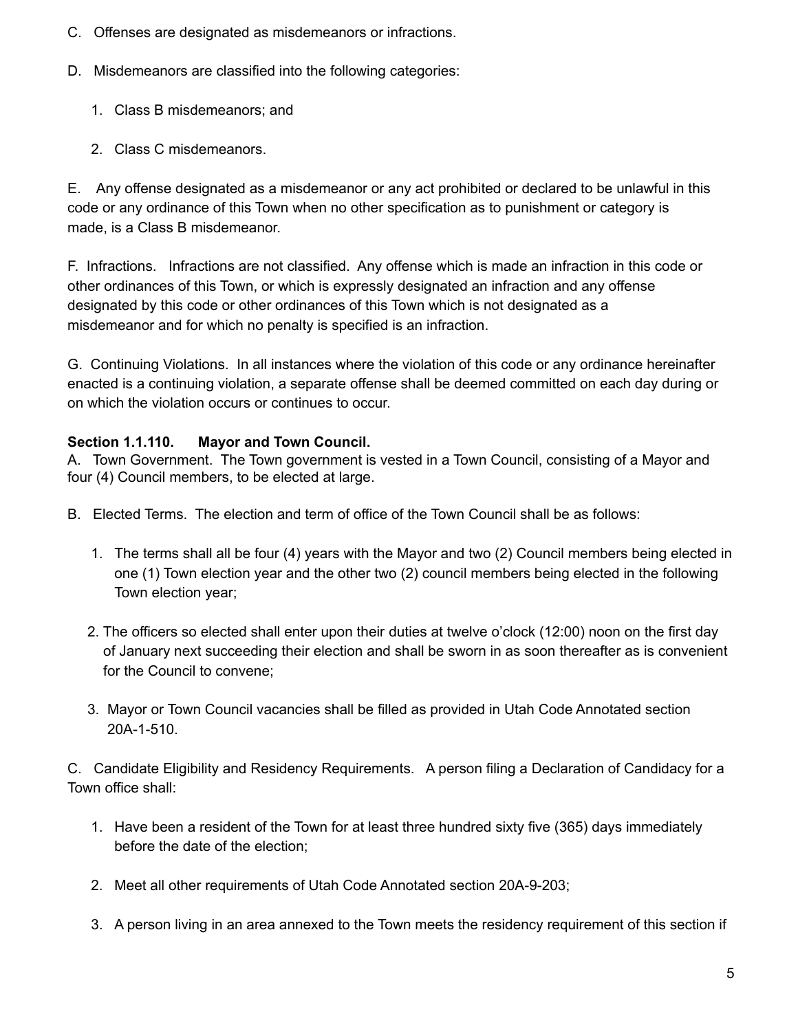C. Offenses are designated as misdemeanors or infractions.

D. Misdemeanors are classified into the following categories:

1. Class B misdemeanors; and

2. Class C misdemeanors.

E. Any offense designated as a misdemeanor or any act prohibited or declared to be unlawful in this code or any ordinance of this Town when no other specification as to punishment or category is made, is a Class B misdemeanor.

F. Infractions. Infractions are not classified. Any offense which is made an infraction in this code or other ordinances of this Town, or which is expressly designated an infraction and any offense designated by this code or other ordinances of this Town which is not designated as a misdemeanor and for which no penalty is specified is an infraction.

G. Continuing Violations. In all instances where the violation of this code or any ordinance hereinafter enacted is a continuing violation, a separate offense shall be deemed committed on each day during or on which the violation occurs or continues to occur.

**Section 1.1.110. Mayor and Town Council.**

A. Town Government. The Town government is vested in a Town Council, consisting of a Mayor and four (4) Council members, to be elected at large.

B. Elected Terms. The election and term of office of the Town Council shall be as follows:

1. The terms shall all be four (4) years with the Mayor and two (2) Council members being elected in one (1) Town election year and the other two (2) council members being elected in the following Town election year;

2. The officers so elected shall enter upon their duties at twelve o'clock (12:00) noon on the first day of January next succeeding their election and shall be sworn in as soon thereafter as is convenient for the Council to convene;

3. Mayor or Town Council vacancies shall be filled as provided in Utah Code Annotated section 20A-1-510.

C. Candidate Eligibility and Residency Requirements. A person filing a Declaration of Candidacy for a Town office shall:

1. Have been a resident of the Town for at least three hundred sixty five (365) days immediately before the date of the election;

2. Meet all other requirements of Utah Code Annotated section 20A-9-203;

3. A person living in an area annexed to the Town meets the residency requirement of this section if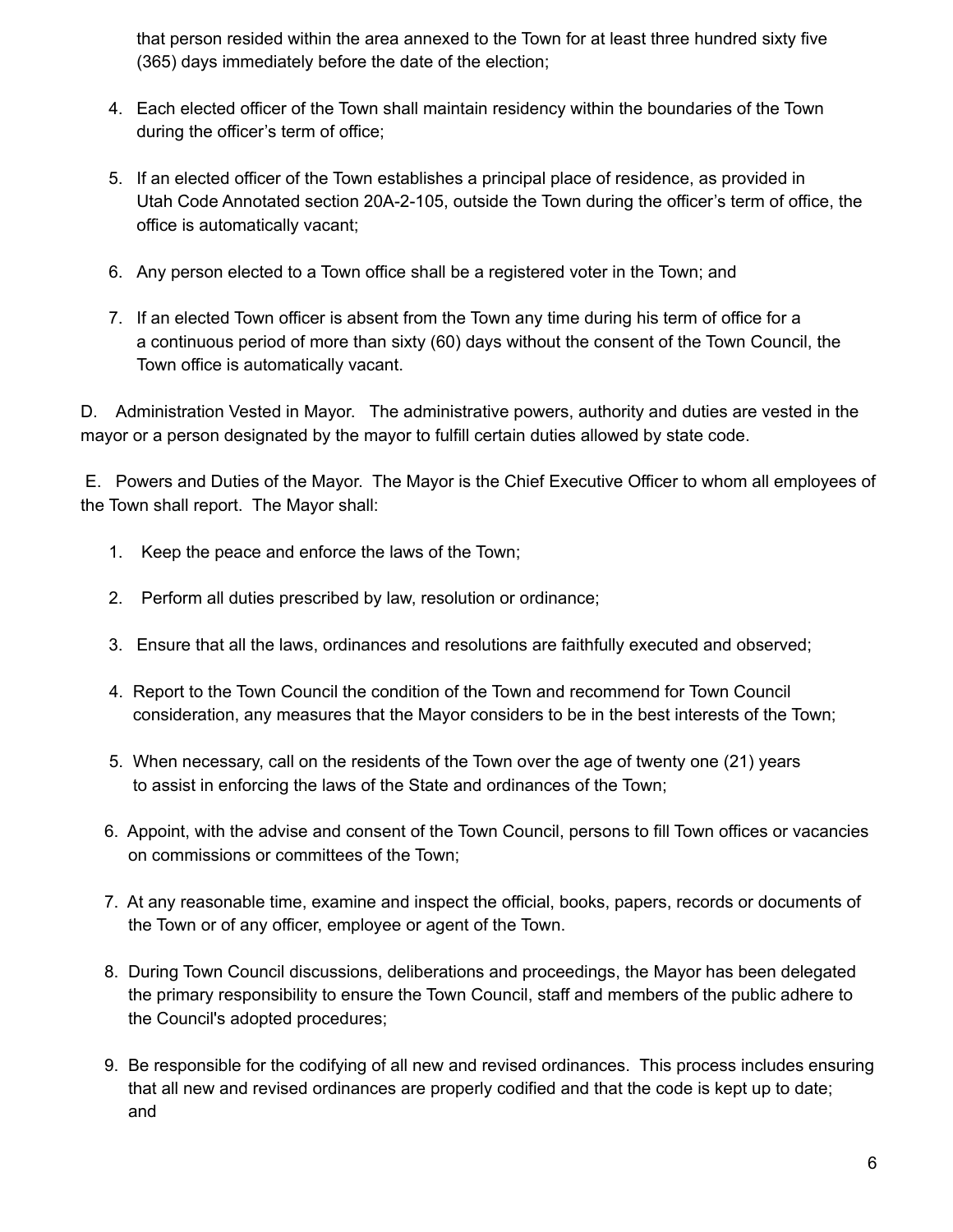that person resided within the area annexed to the Town for at least three hundred sixty five (365) days immediately before the date of the election;

4. Each elected officer of the Town shall maintain residency within the boundaries of the Town during the officer's term of office;

5. If an elected officer of the Town establishes a principal place of residence, as provided in Utah Code Annotated section 20A-2-105, outside the Town during the officer's term of office, the office is automatically vacant;

6. Any person elected to a Town office shall be a registered voter in the Town; and

7. If an elected Town officer is absent from the Town any time during his term of office for a a continuous period of more than sixty (60) days without the consent of the Town Council, the Town office is automatically vacant.

D. Administration Vested in Mayor. The administrative powers, authority and duties are vested in the mayor or a person designated by the mayor to fulfill certain duties allowed by state code.

E. Powers and Duties of the Mayor. The Mayor is the Chief Executive Officer to whom all employees of the Town shall report. The Mayor shall:

1. Keep the peace and enforce the laws of the Town;

2. Perform all duties prescribed by law, resolution or ordinance;

3. Ensure that all the laws, ordinances and resolutions are faithfully executed and observed;

4. Report to the Town Council the condition of the Town and recommend for Town Council consideration, any measures that the Mayor considers to be in the best interests of the Town;

5. When necessary, call on the residents of the Town over the age of twenty one (21) years to assist in enforcing the laws of the State and ordinances of the Town;

6. Appoint, with the advise and consent of the Town Council, persons to fill Town offices or vacancies on commissions or committees of the Town;

7. At any reasonable time, examine and inspect the official, books, papers, records or documents of the Town or of any officer, employee or agent of the Town.

8. During Town Council discussions, deliberations and proceedings, the Mayor has been delegated the primary responsibility to ensure the Town Council, staff and members of the public adhere to the Council's adopted procedures;

9. Be responsible for the codifying of all new and revised ordinances. This process includes ensuring that all new and revised ordinances are properly codified and that the code is kept up to date; and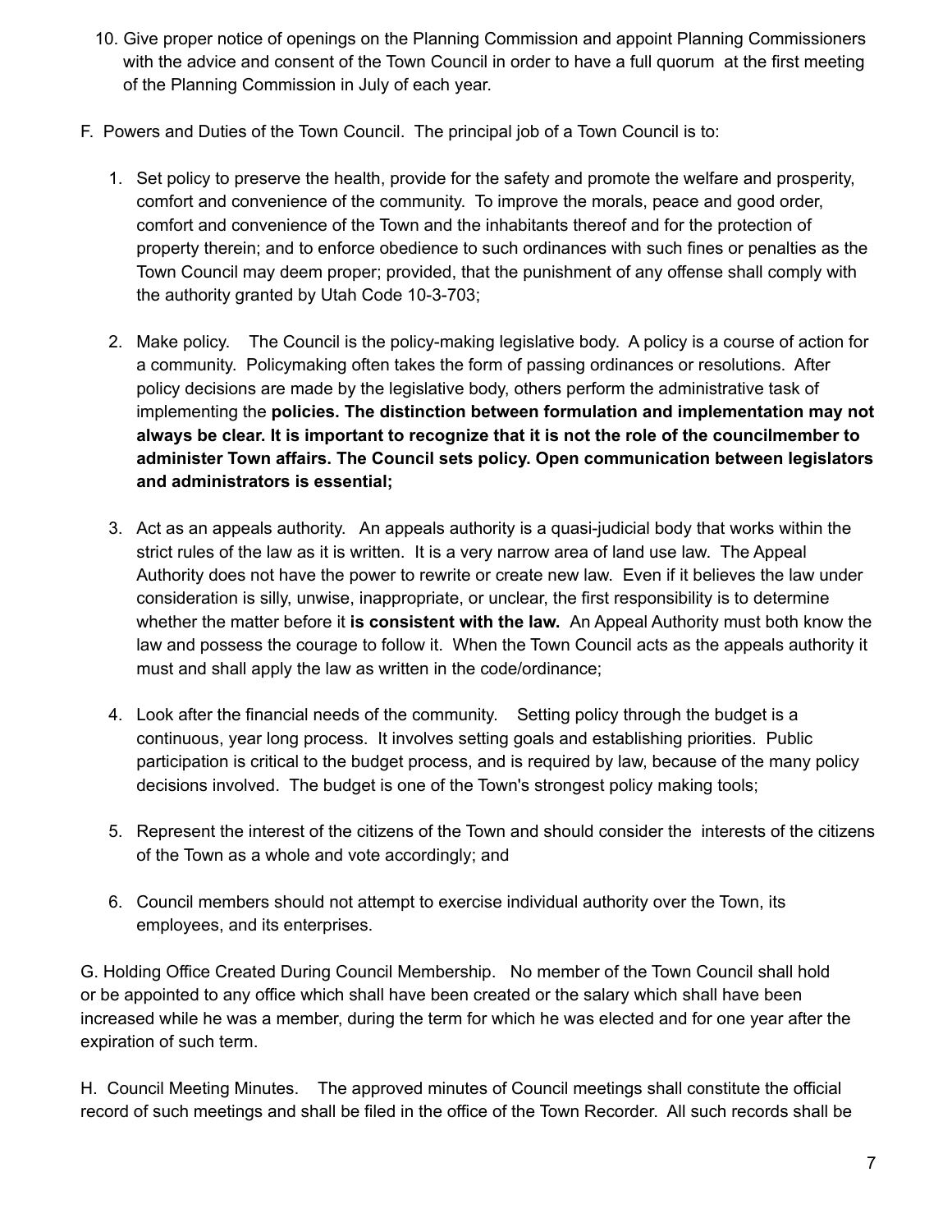10. Give proper notice of openings on the Planning Commission and appoint Planning Commissioners with the advice and consent of the Town Council in order to have a full quorum at the first meeting of the Planning Commission in July of each year.

F. Powers and Duties of the Town Council. The principal job of a Town Council is to:

1. Set policy to preserve the health, provide for the safety and promote the welfare and prosperity, comfort and convenience of the community. To improve the morals, peace and good order, comfort and convenience of the Town and the inhabitants thereof and for the protection of property therein; and to enforce obedience to such ordinances with such fines or penalties as the Town Council may deem proper; provided, that the punishment of any offense shall comply with the authority granted by Utah Code 10-3-703;

2. Make policy. The Council is the policy-making legislative body. A policy is a course of action for a community. Policymaking often takes the form of passing ordinances or resolutions. After policy decisions are made by the legislative body, others perform the administrative task of implementing the **policies. The distinction between formulation and implementation may not always be clear. It is important to recognize that it is not the role of the councilmember to administer Town affairs. The Council sets policy. Open communication between legislators and administrators is essential;**

3. Act as an appeals authority. An appeals authority is a quasi-judicial body that works within the strict rules of the law as it is written. It is a very narrow area of land use law. The Appeal Authority does not have the power to rewrite or create new law. Even if it believes the law under consideration is silly, unwise, inappropriate, or unclear, the first responsibility is to determine whether the matter before it **is consistent with the law.** An Appeal Authority must both know the law and possess the courage to follow it. When the Town Council acts as the appeals authority it must and shall apply the law as written in the code/ordinance;

4. Look after the financial needs of the community. Setting policy through the budget is a continuous, year long process. It involves setting goals and establishing priorities. Public participation is critical to the budget process, and is required by law, because of the many policy decisions involved. The budget is one of the Town's strongest policy making tools;

5. Represent the interest of the citizens of the Town and should consider the interests of the citizens of the Town as a whole and vote accordingly; and

6. Council members should not attempt to exercise individual authority over the Town, its employees, and its enterprises.

G. Holding Office Created During Council Membership. No member of the Town Council shall hold or be appointed to any office which shall have been created or the salary which shall have been increased while he was a member, during the term for which he was elected and for one year after the expiration of such term.

H. Council Meeting Minutes. The approved minutes of Council meetings shall constitute the official record of such meetings and shall be filed in the office of the Town Recorder. All such records shall be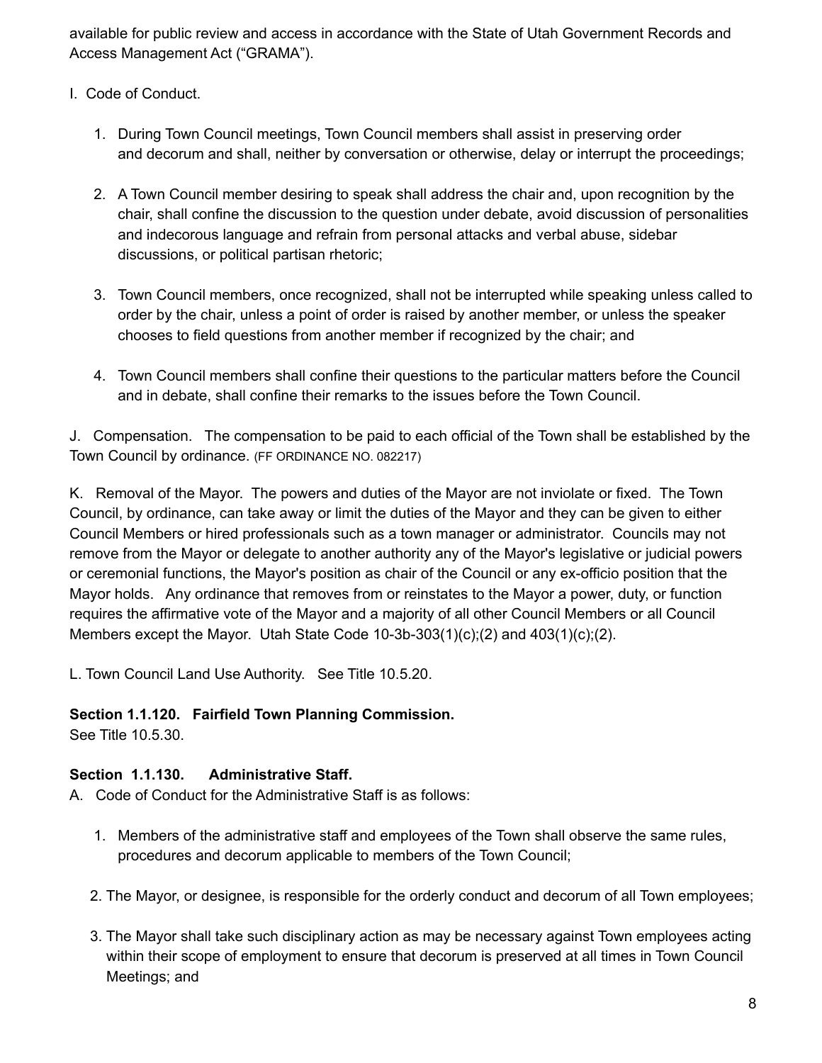available for public review and access in accordance with the State of Utah Government Records and Access Management Act ("GRAMA").

I. Code of Conduct.

1. During Town Council meetings, Town Council members shall assist in preserving order and decorum and shall, neither by conversation or otherwise, delay or interrupt the proceedings;

2. A Town Council member desiring to speak shall address the chair and, upon recognition by the chair, shall confine the discussion to the question under debate, avoid discussion of personalities and indecorous language and refrain from personal attacks and verbal abuse, sidebar discussions, or political partisan rhetoric;

3. Town Council members, once recognized, shall not be interrupted while speaking unless called to order by the chair, unless a point of order is raised by another member, or unless the speaker chooses to field questions from another member if recognized by the chair; and

4. Town Council members shall confine their questions to the particular matters before the Council and in debate, shall confine their remarks to the issues before the Town Council.

J. Compensation. The compensation to be paid to each official of the Town shall be established by the Town Council by ordinance. (FF ORDINANCE NO. 082217)

K. Removal of the Mayor. The powers and duties of the Mayor are not inviolate or fixed. The Town Council, by ordinance, can take away or limit the duties of the Mayor and they can be given to either Council Members or hired professionals such as a town manager or administrator. Councils may not remove from the Mayor or delegate to another authority any of the Mayor's legislative or judicial powers or ceremonial functions, the Mayor's position as chair of the Council or any ex-officio position that the Mayor holds. Any ordinance that removes from or reinstates to the Mayor a power, duty, or function requires the affirmative vote of the Mayor and a majority of all other Council Members or all Council Members except the Mayor. Utah State Code 10-3b-303(1)(c);(2) and 403(1)(c);(2).

L. Town Council Land Use Authority. See Title 10.5.20.

**Section 1.1.120. Fairfield Town Planning Commission.**
See Title 10.5.30.

**Section 1.1.130. Administrative Staff.**
A. Code of Conduct for the Administrative Staff is as follows:

1. Members of the administrative staff and employees of the Town shall observe the same rules, procedures and decorum applicable to members of the Town Council;

2. The Mayor, or designee, is responsible for the orderly conduct and decorum of all Town employees;

3. The Mayor shall take such disciplinary action as may be necessary against Town employees acting within their scope of employment to ensure that decorum is preserved at all times in Town Council Meetings; and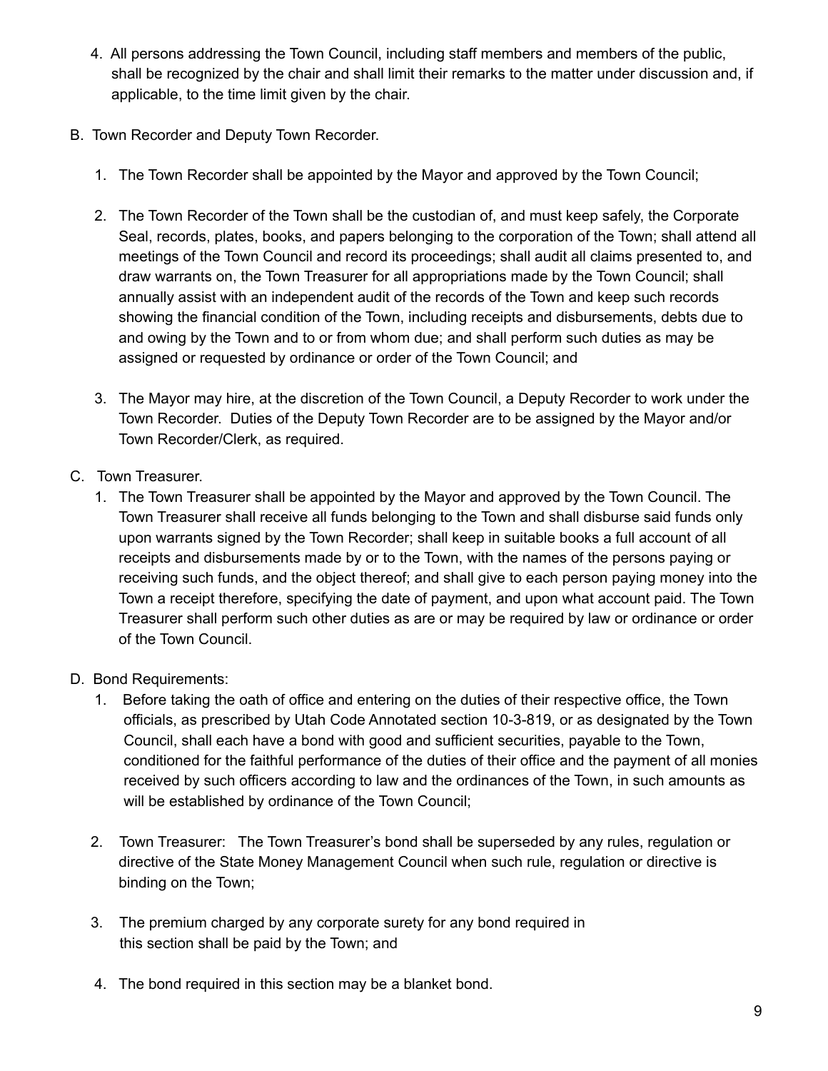4. All persons addressing the Town Council, including staff members and members of the public, shall be recognized by the chair and shall limit their remarks to the matter under discussion and, if applicable, to the time limit given by the chair.

B. Town Recorder and Deputy Town Recorder.

1. The Town Recorder shall be appointed by the Mayor and approved by the Town Council;

2. The Town Recorder of the Town shall be the custodian of, and must keep safely, the Corporate Seal, records, plates, books, and papers belonging to the corporation of the Town; shall attend all meetings of the Town Council and record its proceedings; shall audit all claims presented to, and draw warrants on, the Town Treasurer for all appropriations made by the Town Council; shall annually assist with an independent audit of the records of the Town and keep such records showing the financial condition of the Town, including receipts and disbursements, debts due to and owing by the Town and to or from whom due; and shall perform such duties as may be assigned or requested by ordinance or order of the Town Council; and

3. The Mayor may hire, at the discretion of the Town Council, a Deputy Recorder to work under the Town Recorder. Duties of the Deputy Town Recorder are to be assigned by the Mayor and/or Town Recorder/Clerk, as required.

C. Town Treasurer.

1. The Town Treasurer shall be appointed by the Mayor and approved by the Town Council. The Town Treasurer shall receive all funds belonging to the Town and shall disburse said funds only upon warrants signed by the Town Recorder; shall keep in suitable books a full account of all receipts and disbursements made by or to the Town, with the names of the persons paying or receiving such funds, and the object thereof; and shall give to each person paying money into the Town a receipt therefore, specifying the date of payment, and upon what account paid. The Town Treasurer shall perform such other duties as are or may be required by law or ordinance or order of the Town Council.

D. Bond Requirements:

1. Before taking the oath of office and entering on the duties of their respective office, the Town officials, as prescribed by Utah Code Annotated section 10-3-819, or as designated by the Town Council, shall each have a bond with good and sufficient securities, payable to the Town, conditioned for the faithful performance of the duties of their office and the payment of all monies received by such officers according to law and the ordinances of the Town, in such amounts as will be established by ordinance of the Town Council;

2. Town Treasurer: The Town Treasurer's bond shall be superseded by any rules, regulation or directive of the State Money Management Council when such rule, regulation or directive is binding on the Town;

3. The premium charged by any corporate surety for any bond required in this section shall be paid by the Town; and

4. The bond required in this section may be a blanket bond.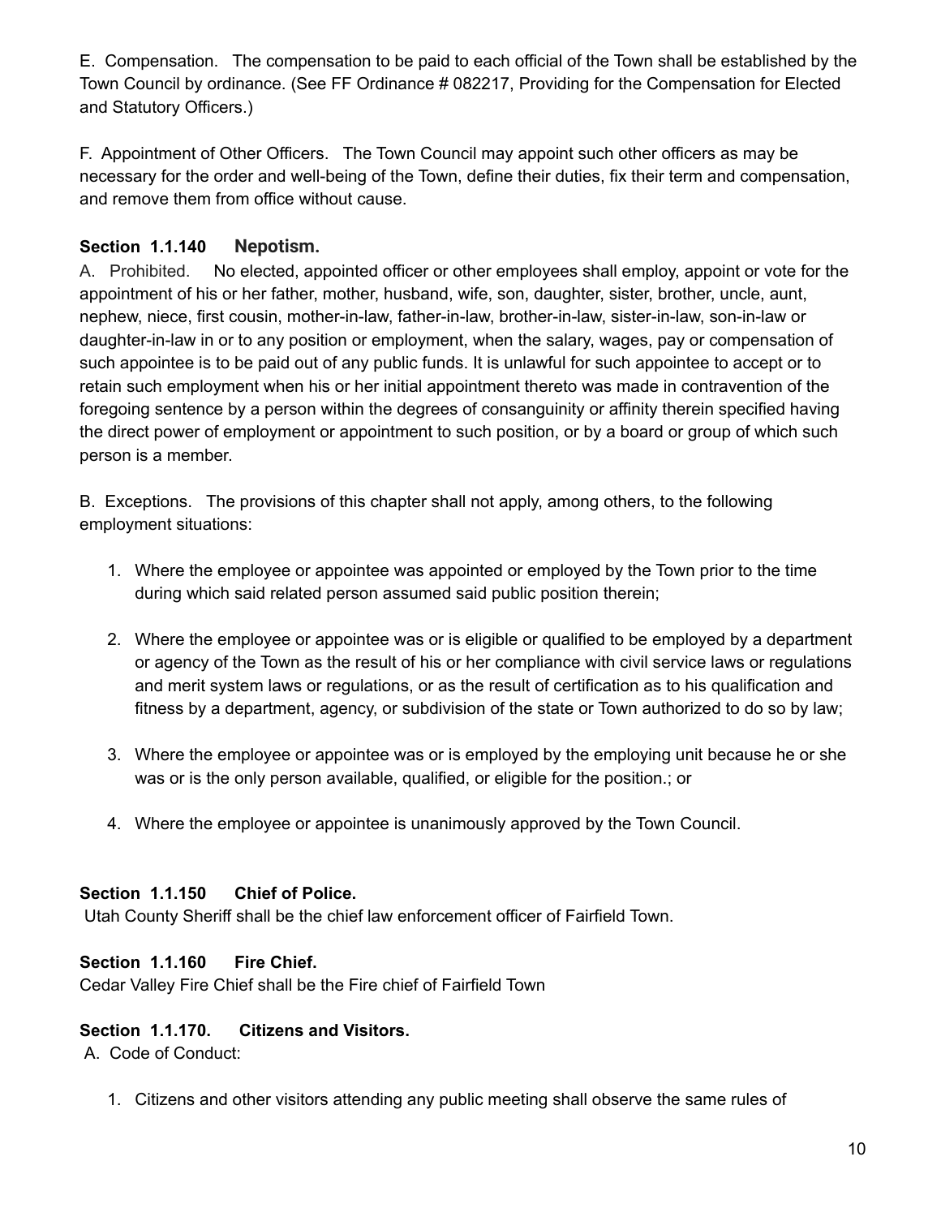E. Compensation. The compensation to be paid to each official of the Town shall be established by the Town Council by ordinance. (See FF Ordinance # 082217, Providing for the Compensation for Elected and Statutory Officers.)

F. Appointment of Other Officers. The Town Council may appoint such other officers as may be necessary for the order and well-being of the Town, define their duties, fix their term and compensation, and remove them from office without cause.

**Section 1.1.140 Nepotism.**

A. Prohibited. No elected, appointed officer or other employees shall employ, appoint or vote for the appointment of his or her father, mother, husband, wife, son, daughter, sister, brother, uncle, aunt, nephew, niece, first cousin, mother-in-law, father-in-law, brother-in-law, sister-in-law, son-in-law or daughter-in-law in or to any position or employment, when the salary, wages, pay or compensation of such appointee is to be paid out of any public funds. It is unlawful for such appointee to accept or to retain such employment when his or her initial appointment thereto was made in contravention of the foregoing sentence by a person within the degrees of consanguinity or affinity therein specified having the direct power of employment or appointment to such position, or by a board or group of which such person is a member.

B. Exceptions. The provisions of this chapter shall not apply, among others, to the following employment situations:

1. Where the employee or appointee was appointed or employed by the Town prior to the time during which said related person assumed said public position therein;

2. Where the employee or appointee was or is eligible or qualified to be employed by a department or agency of the Town as the result of his or her compliance with civil service laws or regulations and merit system laws or regulations, or as the result of certification as to his qualification and fitness by a department, agency, or subdivision of the state or Town authorized to do so by law;

3. Where the employee or appointee was or is employed by the employing unit because he or she was or is the only person available, qualified, or eligible for the position.; or

4. Where the employee or appointee is unanimously approved by the Town Council.

**Section 1.1.150 Chief of Police.**

Utah County Sheriff shall be the chief law enforcement officer of Fairfield Town.

**Section 1.1.160 Fire Chief.**

Cedar Valley Fire Chief shall be the Fire chief of Fairfield Town

**Section 1.1.170. Citizens and Visitors.**

A. Code of Conduct:

1. Citizens and other visitors attending any public meeting shall observe the same rules of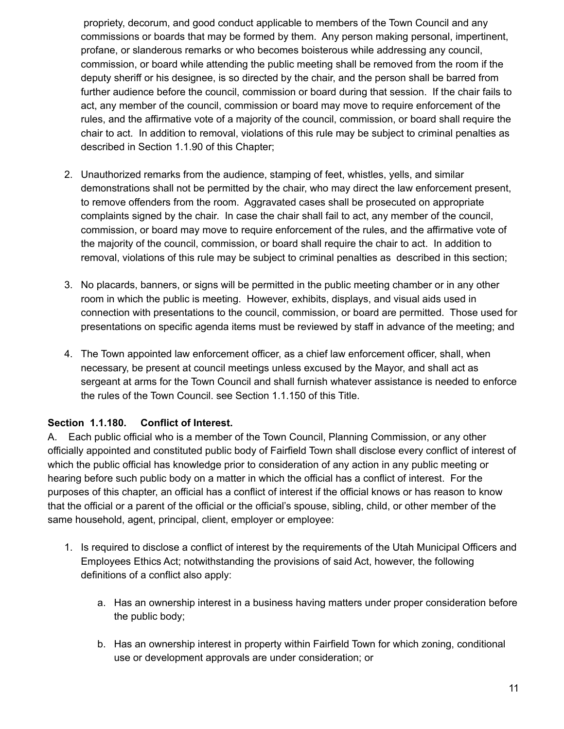propriety, decorum, and good conduct applicable to members of the Town Council and any commissions or boards that may be formed by them. Any person making personal, impertinent, profane, or slanderous remarks or who becomes boisterous while addressing any council, commission, or board while attending the public meeting shall be removed from the room if the deputy sheriff or his designee, is so directed by the chair, and the person shall be barred from further audience before the council, commission or board during that session. If the chair fails to act, any member of the council, commission or board may move to require enforcement of the rules, and the affirmative vote of a majority of the council, commission, or board shall require the chair to act. In addition to removal, violations of this rule may be subject to criminal penalties as described in Section 1.1.90 of this Chapter;

2. Unauthorized remarks from the audience, stamping of feet, whistles, yells, and similar demonstrations shall not be permitted by the chair, who may direct the law enforcement present, to remove offenders from the room. Aggravated cases shall be prosecuted on appropriate complaints signed by the chair. In case the chair shall fail to act, any member of the council, commission, or board may move to require enforcement of the rules, and the affirmative vote of the majority of the council, commission, or board shall require the chair to act. In addition to removal, violations of this rule may be subject to criminal penalties as described in this section;

3. No placards, banners, or signs will be permitted in the public meeting chamber or in any other room in which the public is meeting. However, exhibits, displays, and visual aids used in connection with presentations to the council, commission, or board are permitted. Those used for presentations on specific agenda items must be reviewed by staff in advance of the meeting; and

4. The Town appointed law enforcement officer, as a chief law enforcement officer, shall, when necessary, be present at council meetings unless excused by the Mayor, and shall act as sergeant at arms for the Town Council and shall furnish whatever assistance is needed to enforce the rules of the Town Council. see Section 1.1.150 of this Title.

**Section 1.1.180. Conflict of Interest.**

A. Each public official who is a member of the Town Council, Planning Commission, or any other officially appointed and constituted public body of Fairfield Town shall disclose every conflict of interest of which the public official has knowledge prior to consideration of any action in any public meeting or hearing before such public body on a matter in which the official has a conflict of interest. For the purposes of this chapter, an official has a conflict of interest if the official knows or has reason to know that the official or a parent of the official or the official's spouse, sibling, child, or other member of the same household, agent, principal, client, employer or employee:

1. Is required to disclose a conflict of interest by the requirements of the Utah Municipal Officers and Employees Ethics Act; notwithstanding the provisions of said Act, however, the following definitions of a conflict also apply:

    a. Has an ownership interest in a business having matters under proper consideration before the public body;

    b. Has an ownership interest in property within Fairfield Town for which zoning, conditional use or development approvals are under consideration; or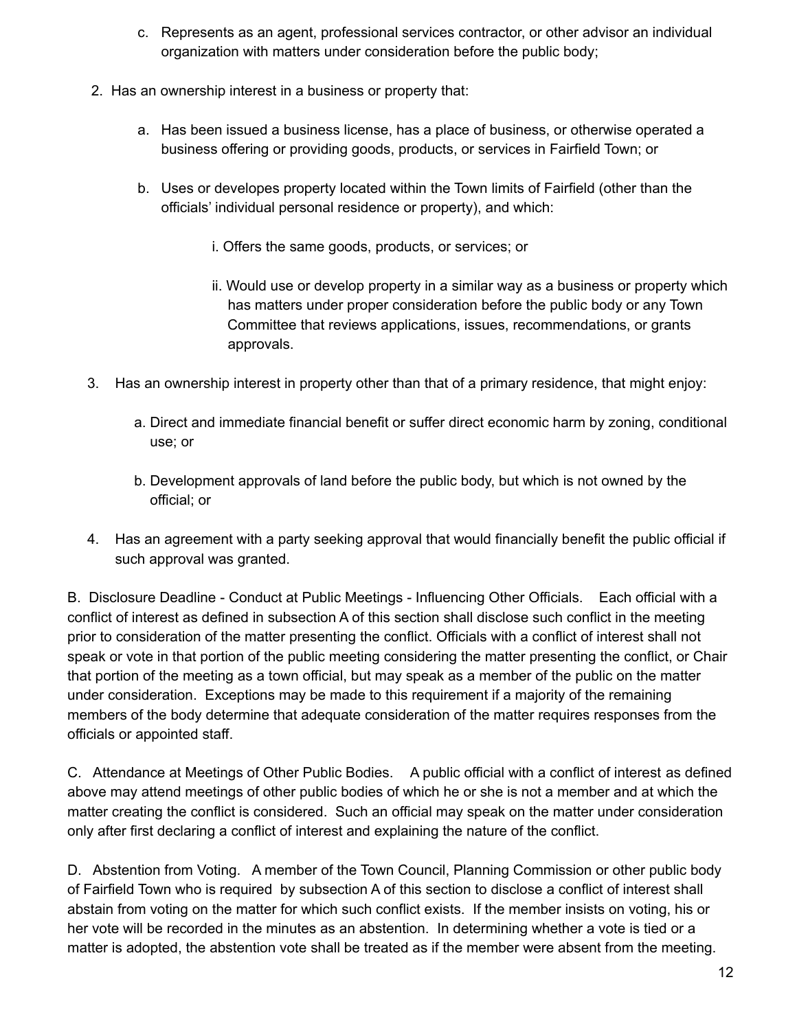c. Represents as an agent, professional services contractor, or other advisor an individual organization with matters under consideration before the public body;

2. Has an ownership interest in a business or property that:

   a. Has been issued a business license, has a place of business, or otherwise operated a business offering or providing goods, products, or services in Fairfield Town; or

   b. Uses or developes property located within the Town limits of Fairfield (other than the officials' individual personal residence or property), and which:

      i. Offers the same goods, products, or services; or

      ii. Would use or develop property in a similar way as a business or property which has matters under proper consideration before the public body or any Town Committee that reviews applications, issues, recommendations, or grants approvals.

3. Has an ownership interest in property other than that of a primary residence, that might enjoy:

   a. Direct and immediate financial benefit or suffer direct economic harm by zoning, conditional use; or

   b. Development approvals of land before the public body, but which is not owned by the official; or

4. Has an agreement with a party seeking approval that would financially benefit the public official if such approval was granted.

B. Disclosure Deadline - Conduct at Public Meetings - Influencing Other Officials. Each official with a conflict of interest as defined in subsection A of this section shall disclose such conflict in the meeting prior to consideration of the matter presenting the conflict. Officials with a conflict of interest shall not speak or vote in that portion of the public meeting considering the matter presenting the conflict, or Chair that portion of the meeting as a town official, but may speak as a member of the public on the matter under consideration. Exceptions may be made to this requirement if a majority of the remaining members of the body determine that adequate consideration of the matter requires responses from the officials or appointed staff.

C. Attendance at Meetings of Other Public Bodies. A public official with a conflict of interest as defined above may attend meetings of other public bodies of which he or she is not a member and at which the matter creating the conflict is considered. Such an official may speak on the matter under consideration only after first declaring a conflict of interest and explaining the nature of the conflict.

D. Abstention from Voting. A member of the Town Council, Planning Commission or other public body of Fairfield Town who is required by subsection A of this section to disclose a conflict of interest shall abstain from voting on the matter for which such conflict exists. If the member insists on voting, his or her vote will be recorded in the minutes as an abstention. In determining whether a vote is tied or a matter is adopted, the abstention vote shall be treated as if the member were absent from the meeting.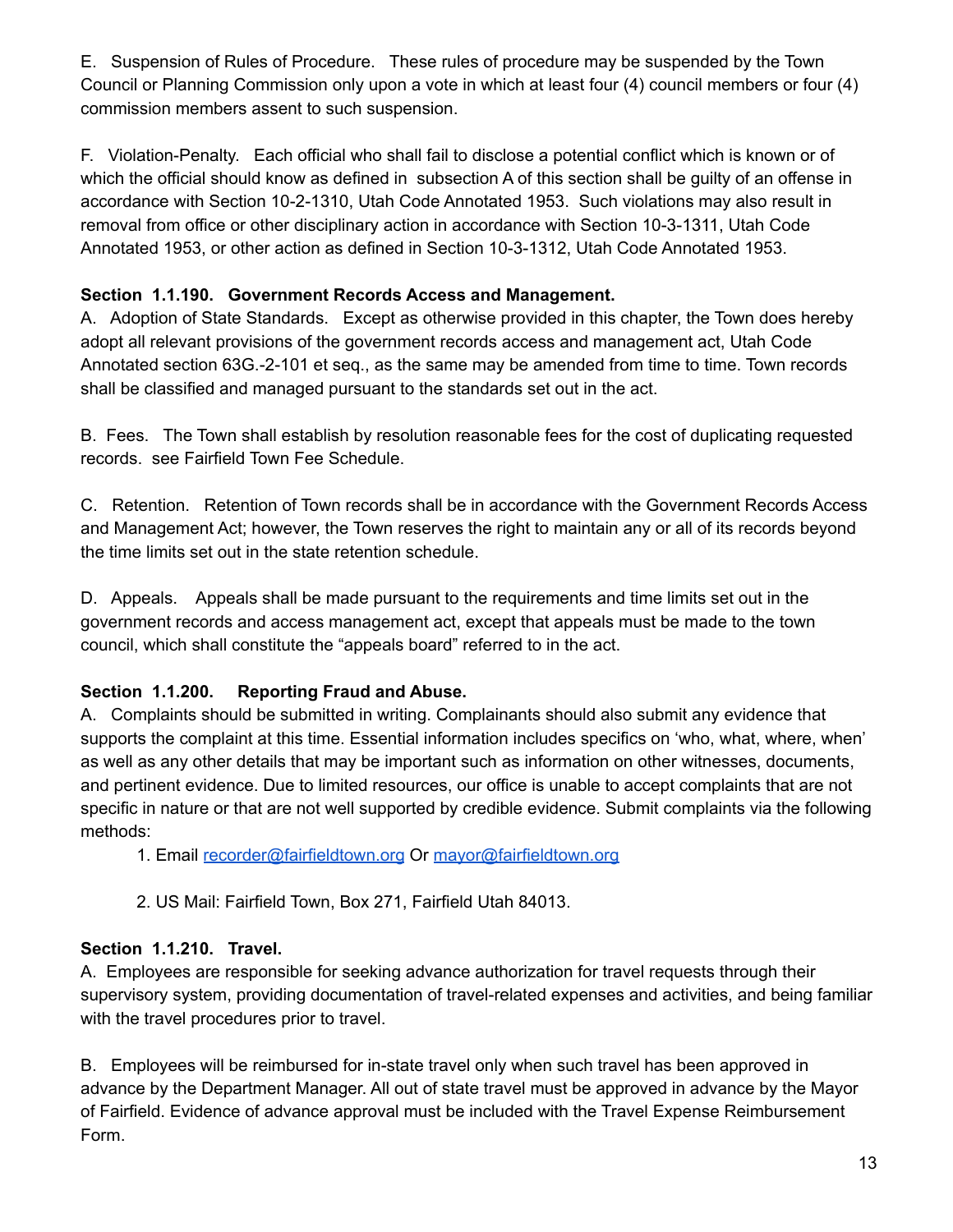E. Suspension of Rules of Procedure. These rules of procedure may be suspended by the Town Council or Planning Commission only upon a vote in which at least four (4) council members or four (4) commission members assent to such suspension.

F. Violation-Penalty. Each official who shall fail to disclose a potential conflict which is known or of which the official should know as defined in subsection A of this section shall be guilty of an offense in accordance with Section 10-2-1310, Utah Code Annotated 1953. Such violations may also result in removal from office or other disciplinary action in accordance with Section 10-3-1311, Utah Code Annotated 1953, or other action as defined in Section 10-3-1312, Utah Code Annotated 1953.

**Section 1.1.190. Government Records Access and Management.**

A. Adoption of State Standards. Except as otherwise provided in this chapter, the Town does hereby adopt all relevant provisions of the government records access and management act, Utah Code Annotated section 63G.-2-101 et seq., as the same may be amended from time to time. Town records shall be classified and managed pursuant to the standards set out in the act.

B. Fees. The Town shall establish by resolution reasonable fees for the cost of duplicating requested records. see Fairfield Town Fee Schedule.

C. Retention. Retention of Town records shall be in accordance with the Government Records Access and Management Act; however, the Town reserves the right to maintain any or all of its records beyond the time limits set out in the state retention schedule.

D. Appeals. Appeals shall be made pursuant to the requirements and time limits set out in the government records and access management act, except that appeals must be made to the town council, which shall constitute the "appeals board" referred to in the act.

**Section 1.1.200. Reporting Fraud and Abuse.**

A. Complaints should be submitted in writing. Complainants should also submit any evidence that supports the complaint at this time. Essential information includes specifics on 'who, what, where, when' as well as any other details that may be important such as information on other witnesses, documents, and pertinent evidence. Due to limited resources, our office is unable to accept complaints that are not specific in nature or that are not well supported by credible evidence. Submit complaints via the following methods:

1. Email recorder@fairfieldtown.org Or mayor@fairfieldtown.org

2. US Mail: Fairfield Town, Box 271, Fairfield Utah 84013.

**Section 1.1.210. Travel.**

A. Employees are responsible for seeking advance authorization for travel requests through their supervisory system, providing documentation of travel-related expenses and activities, and being familiar with the travel procedures prior to travel.

B. Employees will be reimbursed for in-state travel only when such travel has been approved in advance by the Department Manager. All out of state travel must be approved in advance by the Mayor of Fairfield. Evidence of advance approval must be included with the Travel Expense Reimbursement Form.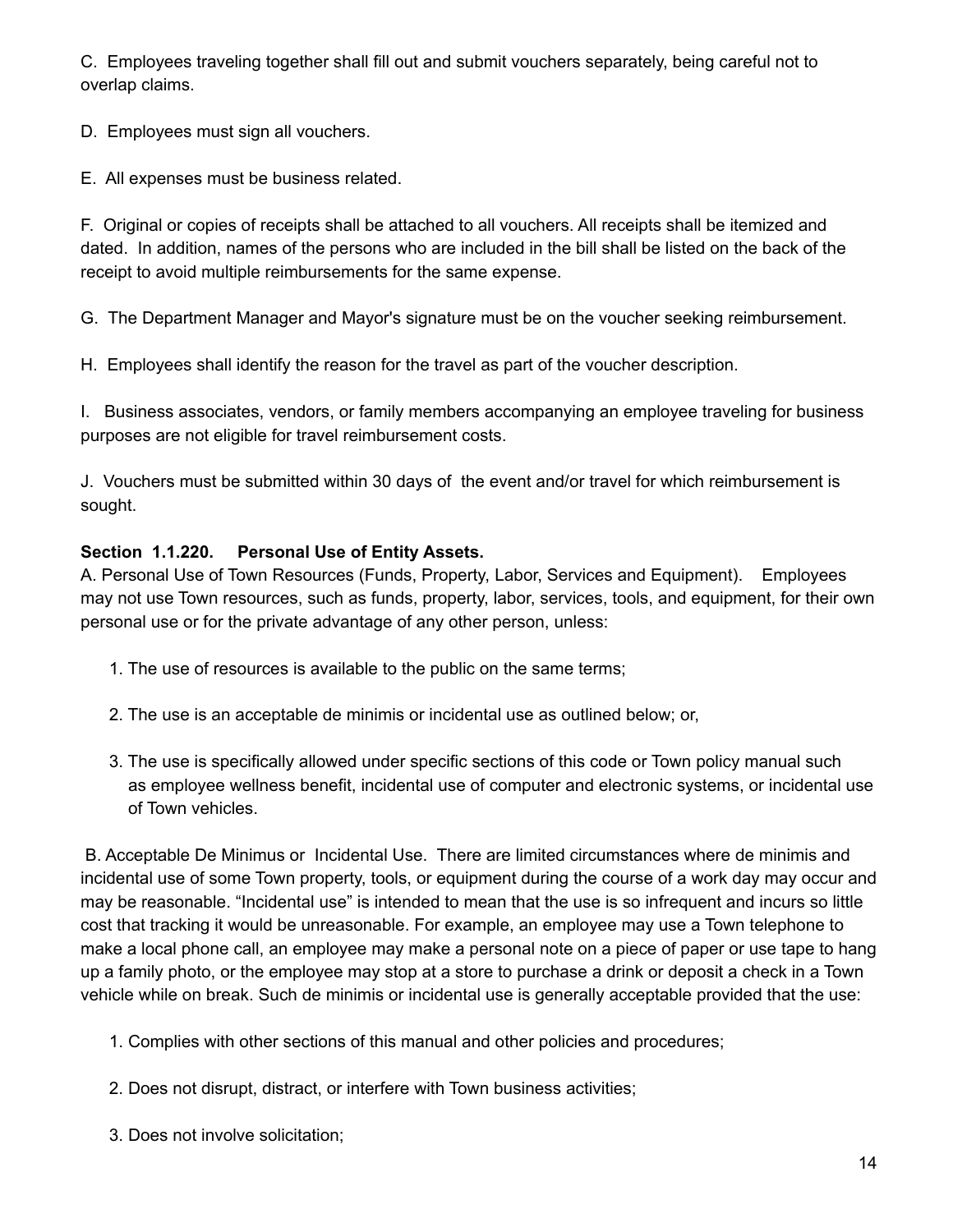C. Employees traveling together shall fill out and submit vouchers separately, being careful not to overlap claims.

D. Employees must sign all vouchers.

E. All expenses must be business related.

F. Original or copies of receipts shall be attached to all vouchers. All receipts shall be itemized and dated. In addition, names of the persons who are included in the bill shall be listed on the back of the receipt to avoid multiple reimbursements for the same expense.

G. The Department Manager and Mayor's signature must be on the voucher seeking reimbursement.

H. Employees shall identify the reason for the travel as part of the voucher description.

I. Business associates, vendors, or family members accompanying an employee traveling for business purposes are not eligible for travel reimbursement costs.

J. Vouchers must be submitted within 30 days of the event and/or travel for which reimbursement is sought.

**Section 1.1.220. Personal Use of Entity Assets.**

A. Personal Use of Town Resources (Funds, Property, Labor, Services and Equipment). Employees may not use Town resources, such as funds, property, labor, services, tools, and equipment, for their own personal use or for the private advantage of any other person, unless:

1. The use of resources is available to the public on the same terms;
2. The use is an acceptable de minimis or incidental use as outlined below; or,
3. The use is specifically allowed under specific sections of this code or Town policy manual such as employee wellness benefit, incidental use of computer and electronic systems, or incidental use of Town vehicles.

B. Acceptable De Minimus or Incidental Use. There are limited circumstances where de minimis and incidental use of some Town property, tools, or equipment during the course of a work day may occur and may be reasonable. "Incidental use" is intended to mean that the use is so infrequent and incurs so little cost that tracking it would be unreasonable. For example, an employee may use a Town telephone to make a local phone call, an employee may make a personal note on a piece of paper or use tape to hang up a family photo, or the employee may stop at a store to purchase a drink or deposit a check in a Town vehicle while on break. Such de minimis or incidental use is generally acceptable provided that the use:

1. Complies with other sections of this manual and other policies and procedures;
2. Does not disrupt, distract, or interfere with Town business activities;
3. Does not involve solicitation;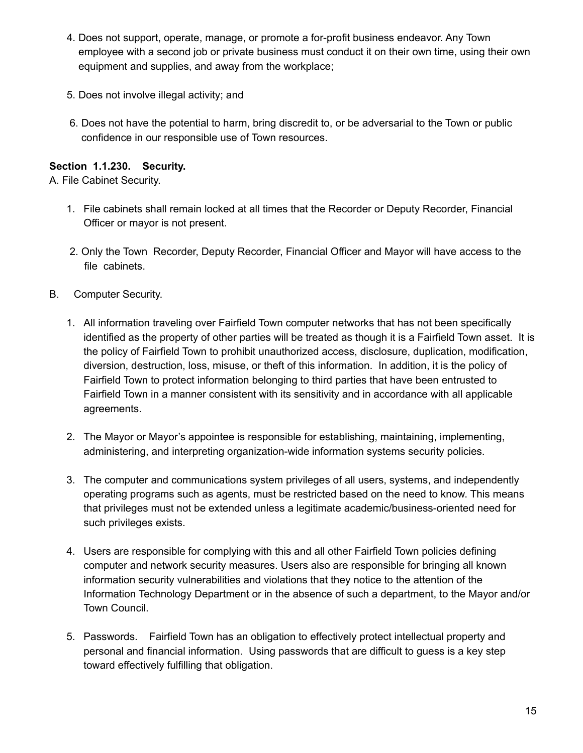4. Does not support, operate, manage, or promote a for-profit business endeavor. Any Town employee with a second job or private business must conduct it on their own time, using their own equipment and supplies, and away from the workplace;

5. Does not involve illegal activity; and

6. Does not have the potential to harm, bring discredit to, or be adversarial to the Town or public confidence in our responsible use of Town resources.

**Section 1.1.230. Security.**

A. File Cabinet Security.

1. File cabinets shall remain locked at all times that the Recorder or Deputy Recorder, Financial Officer or mayor is not present.

2. Only the Town Recorder, Deputy Recorder, Financial Officer and Mayor will have access to the file cabinets.

B. Computer Security.

1. All information traveling over Fairfield Town computer networks that has not been specifically identified as the property of other parties will be treated as though it is a Fairfield Town asset. It is the policy of Fairfield Town to prohibit unauthorized access, disclosure, duplication, modification, diversion, destruction, loss, misuse, or theft of this information. In addition, it is the policy of Fairfield Town to protect information belonging to third parties that have been entrusted to Fairfield Town in a manner consistent with its sensitivity and in accordance with all applicable agreements.

2. The Mayor or Mayor's appointee is responsible for establishing, maintaining, implementing, administering, and interpreting organization-wide information systems security policies.

3. The computer and communications system privileges of all users, systems, and independently operating programs such as agents, must be restricted based on the need to know. This means that privileges must not be extended unless a legitimate academic/business-oriented need for such privileges exists.

4. Users are responsible for complying with this and all other Fairfield Town policies defining computer and network security measures. Users also are responsible for bringing all known information security vulnerabilities and violations that they notice to the attention of the Information Technology Department or in the absence of such a department, to the Mayor and/or Town Council.

5. Passwords. Fairfield Town has an obligation to effectively protect intellectual property and personal and financial information. Using passwords that are difficult to guess is a key step toward effectively fulfilling that obligation.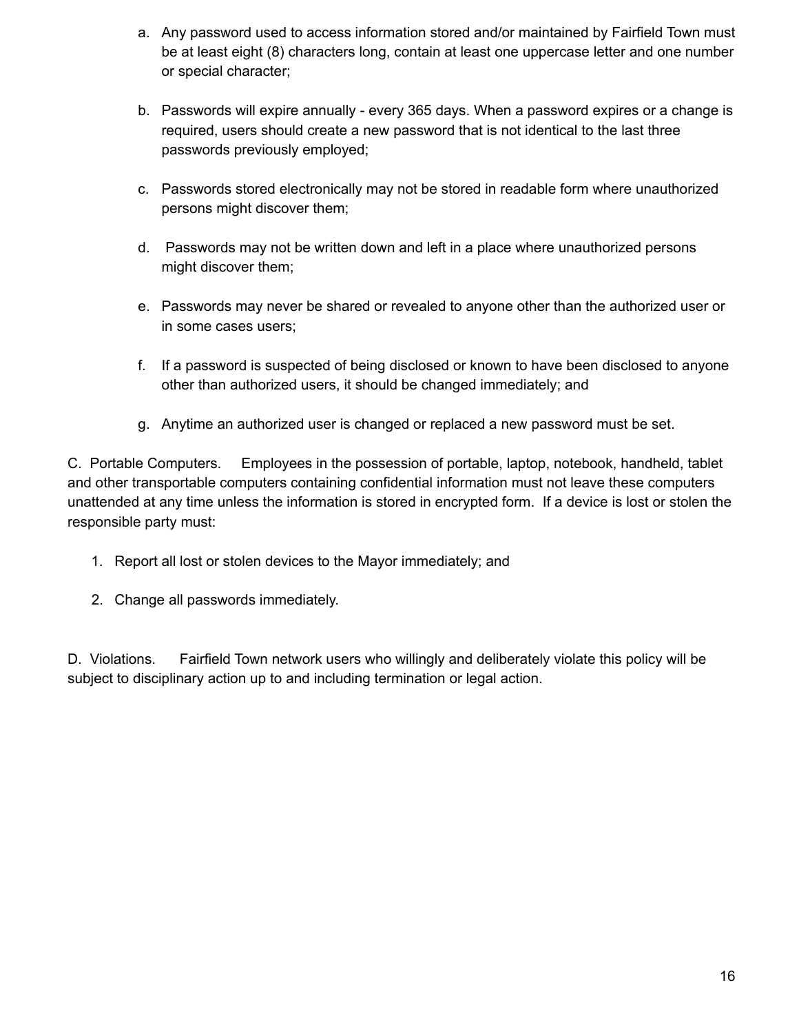a. Any password used to access information stored and/or maintained by Fairfield Town must be at least eight (8) characters long, contain at least one uppercase letter and one number or special character;

b. Passwords will expire annually - every 365 days. When a password expires or a change is required, users should create a new password that is not identical to the last three passwords previously employed;

c. Passwords stored electronically may not be stored in readable form where unauthorized persons might discover them;

d. Passwords may not be written down and left in a place where unauthorized persons might discover them;

e. Passwords may never be shared or revealed to anyone other than the authorized user or in some cases users;

f. If a password is suspected of being disclosed or known to have been disclosed to anyone other than authorized users, it should be changed immediately; and

g. Anytime an authorized user is changed or replaced a new password must be set.

C. Portable Computers. Employees in the possession of portable, laptop, notebook, handheld, tablet and other transportable computers containing confidential information must not leave these computers unattended at any time unless the information is stored in encrypted form. If a device is lost or stolen the responsible party must:

1. Report all lost or stolen devices to the Mayor immediately; and
2. Change all passwords immediately.

D. Violations. Fairfield Town network users who willingly and deliberately violate this policy will be subject to disciplinary action up to and including termination or legal action.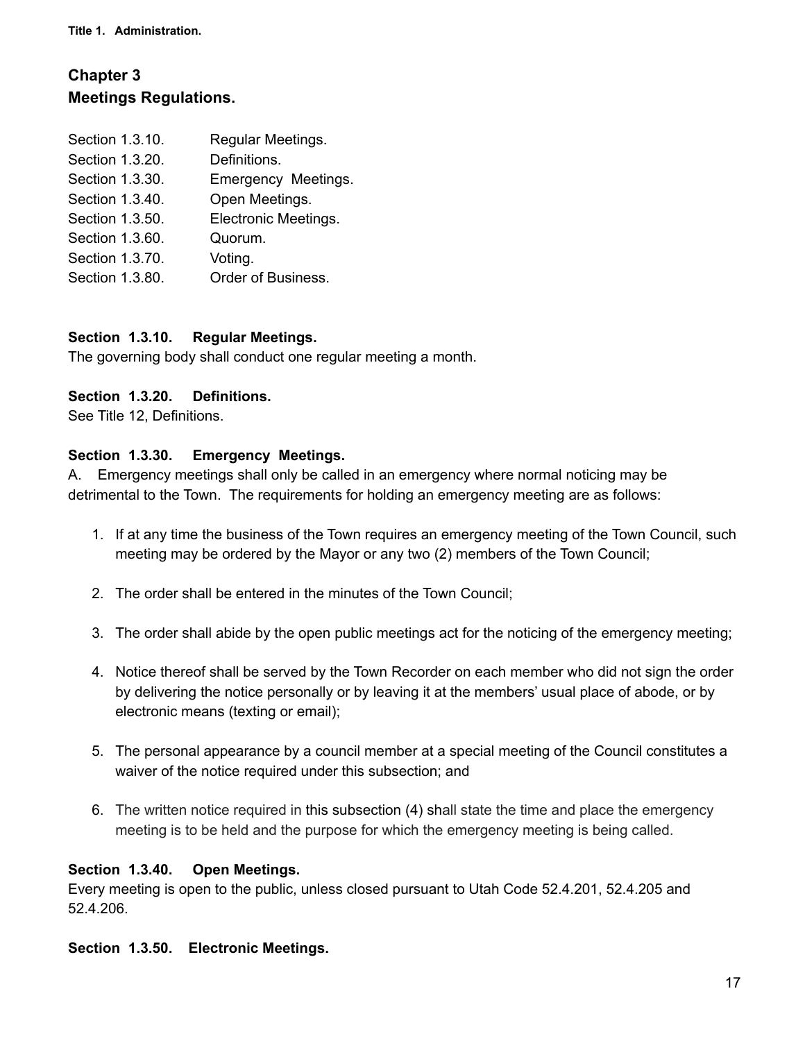**Title 1. Administration.**

## Chapter 3
## Meetings Regulations.

Section 1.3.10. Regular Meetings.
Section 1.3.20. Definitions.
Section 1.3.30. Emergency Meetings.
Section 1.3.40. Open Meetings.
Section 1.3.50. Electronic Meetings.
Section 1.3.60. Quorum.
Section 1.3.70. Voting.
Section 1.3.80. Order of Business.

### Section 1.3.10. Regular Meetings.

The governing body shall conduct one regular meeting a month.

### Section 1.3.20. Definitions.

See Title 12, Definitions.

### Section 1.3.30. Emergency Meetings.

A. Emergency meetings shall only be called in an emergency where normal noticing may be detrimental to the Town. The requirements for holding an emergency meeting are as follows:

1. If at any time the business of the Town requires an emergency meeting of the Town Council, such meeting may be ordered by the Mayor or any two (2) members of the Town Council;

2. The order shall be entered in the minutes of the Town Council;

3. The order shall abide by the open public meetings act for the noticing of the emergency meeting;

4. Notice thereof shall be served by the Town Recorder on each member who did not sign the order by delivering the notice personally or by leaving it at the members' usual place of abode, or by electronic means (texting or email);

5. The personal appearance by a council member at a special meeting of the Council constitutes a waiver of the notice required under this subsection; and

6. The written notice required in this subsection (4) shall state the time and place the emergency meeting is to be held and the purpose for which the emergency meeting is being called.

### Section 1.3.40. Open Meetings.

Every meeting is open to the public, unless closed pursuant to Utah Code 52.4.201, 52.4.205 and 52.4.206.

### Section 1.3.50. Electronic Meetings.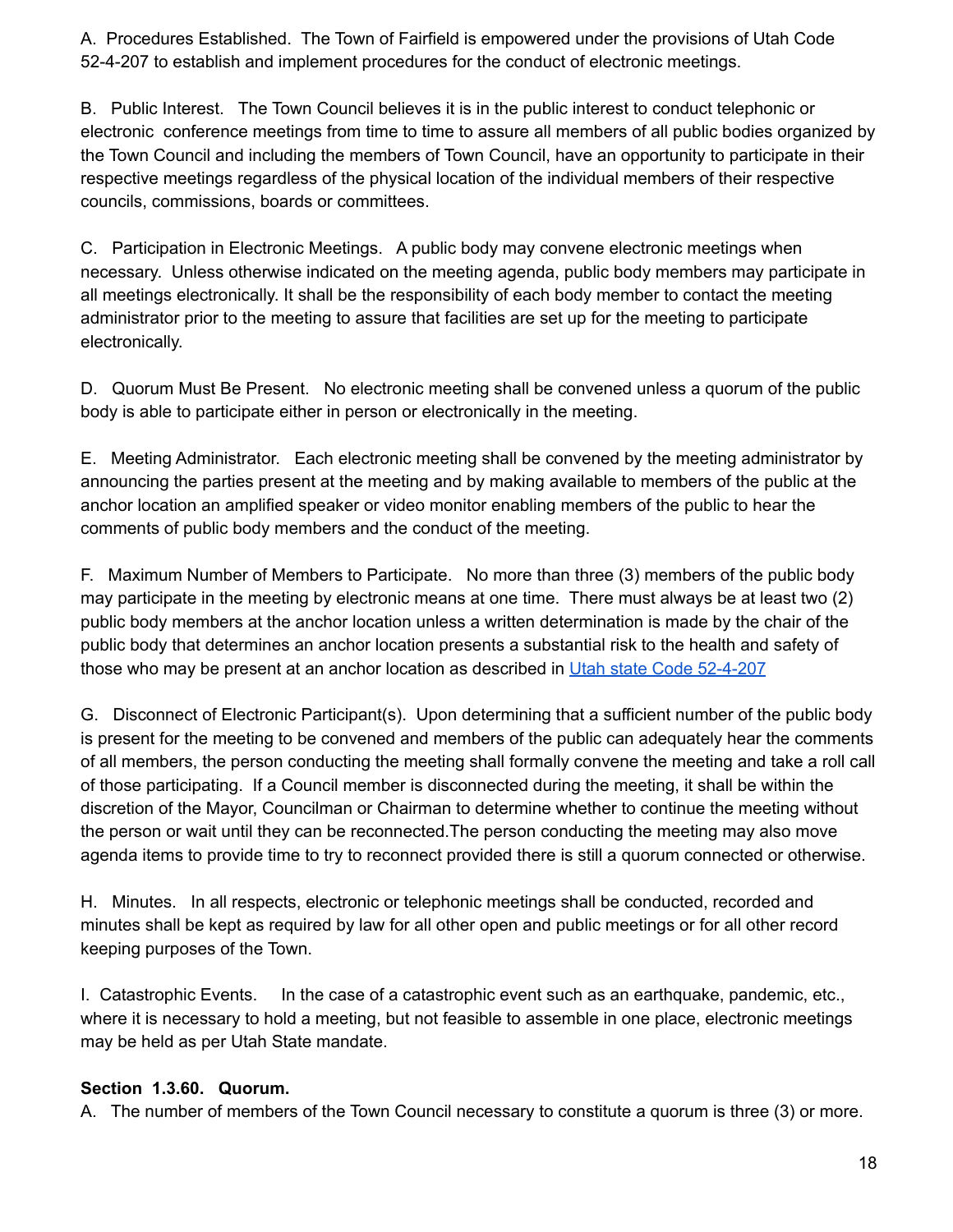A. Procedures Established. The Town of Fairfield is empowered under the provisions of Utah Code 52-4-207 to establish and implement procedures for the conduct of electronic meetings.

B. Public Interest. The Town Council believes it is in the public interest to conduct telephonic or electronic conference meetings from time to time to assure all members of all public bodies organized by the Town Council and including the members of Town Council, have an opportunity to participate in their respective meetings regardless of the physical location of the individual members of their respective councils, commissions, boards or committees.

C. Participation in Electronic Meetings. A public body may convene electronic meetings when necessary. Unless otherwise indicated on the meeting agenda, public body members may participate in all meetings electronically. It shall be the responsibility of each body member to contact the meeting administrator prior to the meeting to assure that facilities are set up for the meeting to participate electronically.

D. Quorum Must Be Present. No electronic meeting shall be convened unless a quorum of the public body is able to participate either in person or electronically in the meeting.

E. Meeting Administrator. Each electronic meeting shall be convened by the meeting administrator by announcing the parties present at the meeting and by making available to members of the public at the anchor location an amplified speaker or video monitor enabling members of the public to hear the comments of public body members and the conduct of the meeting.

F. Maximum Number of Members to Participate. No more than three (3) members of the public body may participate in the meeting by electronic means at one time. There must always be at least two (2) public body members at the anchor location unless a written determination is made by the chair of the public body that determines an anchor location presents a substantial risk to the health and safety of those who may be present at an anchor location as described in Utah state Code 52-4-207

G. Disconnect of Electronic Participant(s). Upon determining that a sufficient number of the public body is present for the meeting to be convened and members of the public can adequately hear the comments of all members, the person conducting the meeting shall formally convene the meeting and take a roll call of those participating. If a Council member is disconnected during the meeting, it shall be within the discretion of the Mayor, Councilman or Chairman to determine whether to continue the meeting without the person or wait until they can be reconnected.The person conducting the meeting may also move agenda items to provide time to try to reconnect provided there is still a quorum connected or otherwise.

H. Minutes. In all respects, electronic or telephonic meetings shall be conducted, recorded and minutes shall be kept as required by law for all other open and public meetings or for all other record keeping purposes of the Town.

I. Catastrophic Events. In the case of a catastrophic event such as an earthquake, pandemic, etc., where it is necessary to hold a meeting, but not feasible to assemble in one place, electronic meetings may be held as per Utah State mandate.

**Section 1.3.60. Quorum.**

A. The number of members of the Town Council necessary to constitute a quorum is three (3) or more.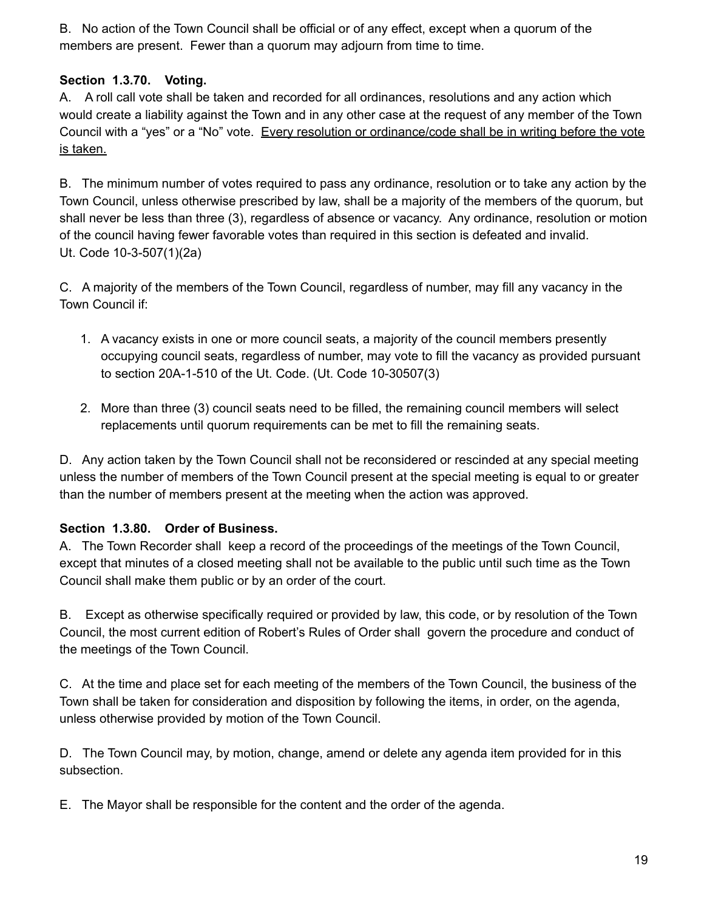B. No action of the Town Council shall be official or of any effect, except when a quorum of the members are present. Fewer than a quorum may adjourn from time to time.

**Section 1.3.70. Voting.**

A. A roll call vote shall be taken and recorded for all ordinances, resolutions and any action which would create a liability against the Town and in any other case at the request of any member of the Town Council with a "yes" or a "No" vote. <u>Every resolution or ordinance/code shall be in writing before the vote is taken.</u>

B. The minimum number of votes required to pass any ordinance, resolution or to take any action by the Town Council, unless otherwise prescribed by law, shall be a majority of the members of the quorum, but shall never be less than three (3), regardless of absence or vacancy. Any ordinance, resolution or motion of the council having fewer favorable votes than required in this section is defeated and invalid. Ut. Code 10-3-507(1)(2a)

C. A majority of the members of the Town Council, regardless of number, may fill any vacancy in the Town Council if:

1. A vacancy exists in one or more council seats, a majority of the council members presently occupying council seats, regardless of number, may vote to fill the vacancy as provided pursuant to section 20A-1-510 of the Ut. Code. (Ut. Code 10-30507(3)

2. More than three (3) council seats need to be filled, the remaining council members will select replacements until quorum requirements can be met to fill the remaining seats.

D. Any action taken by the Town Council shall not be reconsidered or rescinded at any special meeting unless the number of members of the Town Council present at the special meeting is equal to or greater than the number of members present at the meeting when the action was approved.

**Section 1.3.80. Order of Business.**

A. The Town Recorder shall keep a record of the proceedings of the meetings of the Town Council, except that minutes of a closed meeting shall not be available to the public until such time as the Town Council shall make them public or by an order of the court.

B. Except as otherwise specifically required or provided by law, this code, or by resolution of the Town Council, the most current edition of Robert's Rules of Order shall govern the procedure and conduct of the meetings of the Town Council.

C. At the time and place set for each meeting of the members of the Town Council, the business of the Town shall be taken for consideration and disposition by following the items, in order, on the agenda, unless otherwise provided by motion of the Town Council.

D. The Town Council may, by motion, change, amend or delete any agenda item provided for in this subsection.

E. The Mayor shall be responsible for the content and the order of the agenda.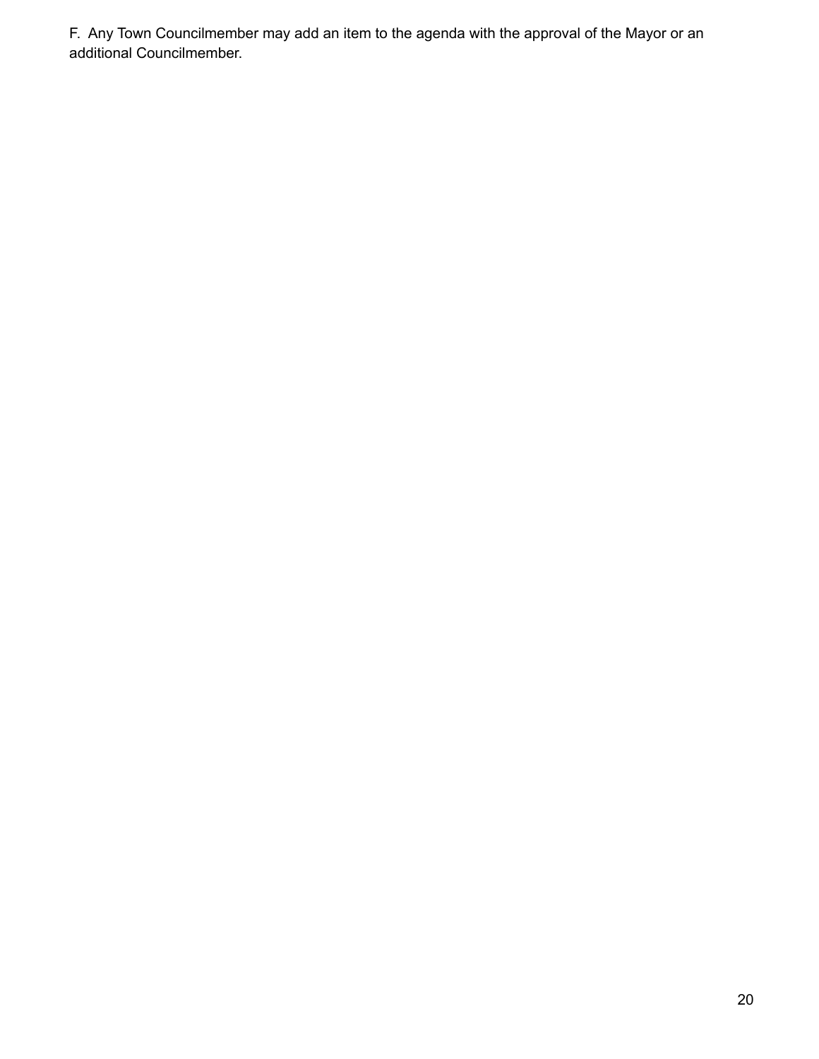F.  Any Town Councilmember may add an item to the agenda with the approval of the Mayor or an additional Councilmember.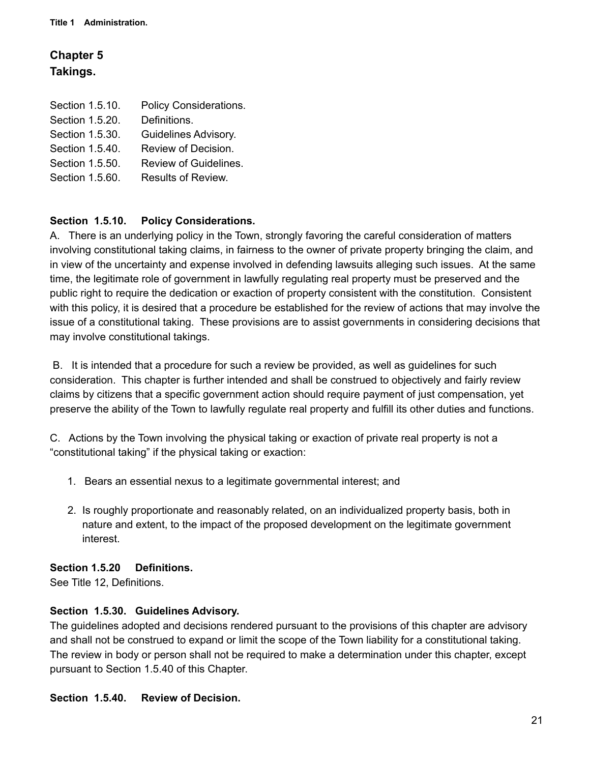## Chapter 5
## Takings.

Section 1.5.10. Policy Considerations.
Section 1.5.20. Definitions.
Section 1.5.30. Guidelines Advisory.
Section 1.5.40. Review of Decision.
Section 1.5.50. Review of Guidelines.
Section 1.5.60. Results of Review.

### Section 1.5.10. Policy Considerations.

A. There is an underlying policy in the Town, strongly favoring the careful consideration of matters involving constitutional taking claims, in fairness to the owner of private property bringing the claim, and in view of the uncertainty and expense involved in defending lawsuits alleging such issues. At the same time, the legitimate role of government in lawfully regulating real property must be preserved and the public right to require the dedication or exaction of property consistent with the constitution. Consistent with this policy, it is desired that a procedure be established for the review of actions that may involve the issue of a constitutional taking. These provisions are to assist governments in considering decisions that may involve constitutional takings.

B. It is intended that a procedure for such a review be provided, as well as guidelines for such consideration. This chapter is further intended and shall be construed to objectively and fairly review claims by citizens that a specific government action should require payment of just compensation, yet preserve the ability of the Town to lawfully regulate real property and fulfill its other duties and functions.

C. Actions by the Town involving the physical taking or exaction of private real property is not a "constitutional taking" if the physical taking or exaction:

1. Bears an essential nexus to a legitimate governmental interest; and
2. Is roughly proportionate and reasonably related, on an individualized property basis, both in nature and extent, to the impact of the proposed development on the legitimate government interest.

### Section 1.5.20 Definitions.

See Title 12, Definitions.

### Section 1.5.30. Guidelines Advisory.

The guidelines adopted and decisions rendered pursuant to the provisions of this chapter are advisory and shall not be construed to expand or limit the scope of the Town liability for a constitutional taking. The review in body or person shall not be required to make a determination under this chapter, except pursuant to Section 1.5.40 of this Chapter.

### Section 1.5.40. Review of Decision.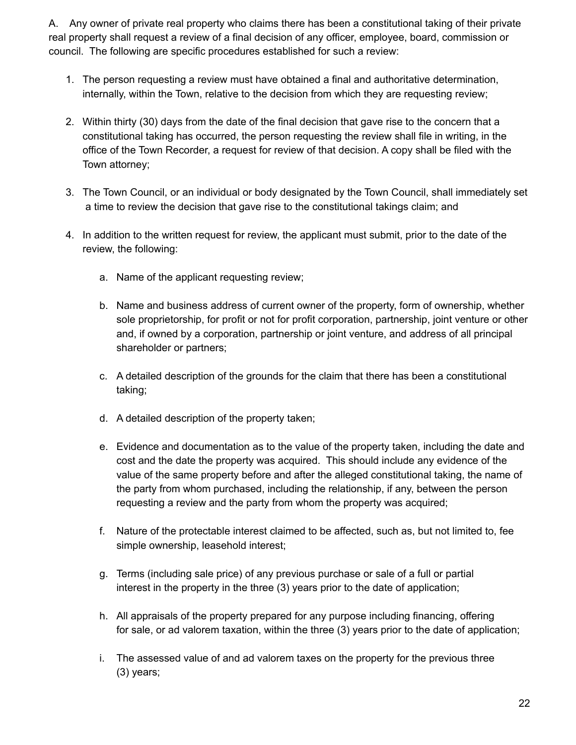A. Any owner of private real property who claims there has been a constitutional taking of their private real property shall request a review of a final decision of any officer, employee, board, commission or council. The following are specific procedures established for such a review:

1. The person requesting a review must have obtained a final and authoritative determination, internally, within the Town, relative to the decision from which they are requesting review;

2. Within thirty (30) days from the date of the final decision that gave rise to the concern that a constitutional taking has occurred, the person requesting the review shall file in writing, in the office of the Town Recorder, a request for review of that decision. A copy shall be filed with the Town attorney;

3. The Town Council, or an individual or body designated by the Town Council, shall immediately set a time to review the decision that gave rise to the constitutional takings claim; and

4. In addition to the written request for review, the applicant must submit, prior to the date of the review, the following:

    a. Name of the applicant requesting review;

    b. Name and business address of current owner of the property, form of ownership, whether sole proprietorship, for profit or not for profit corporation, partnership, joint venture or other and, if owned by a corporation, partnership or joint venture, and address of all principal shareholder or partners;

    c. A detailed description of the grounds for the claim that there has been a constitutional taking;

    d. A detailed description of the property taken;

    e. Evidence and documentation as to the value of the property taken, including the date and cost and the date the property was acquired. This should include any evidence of the value of the same property before and after the alleged constitutional taking, the name of the party from whom purchased, including the relationship, if any, between the person requesting a review and the party from whom the property was acquired;

    f. Nature of the protectable interest claimed to be affected, such as, but not limited to, fee simple ownership, leasehold interest;

    g. Terms (including sale price) of any previous purchase or sale of a full or partial interest in the property in the three (3) years prior to the date of application;

    h. All appraisals of the property prepared for any purpose including financing, offering for sale, or ad valorem taxation, within the three (3) years prior to the date of application;

    i. The assessed value of and ad valorem taxes on the property for the previous three (3) years;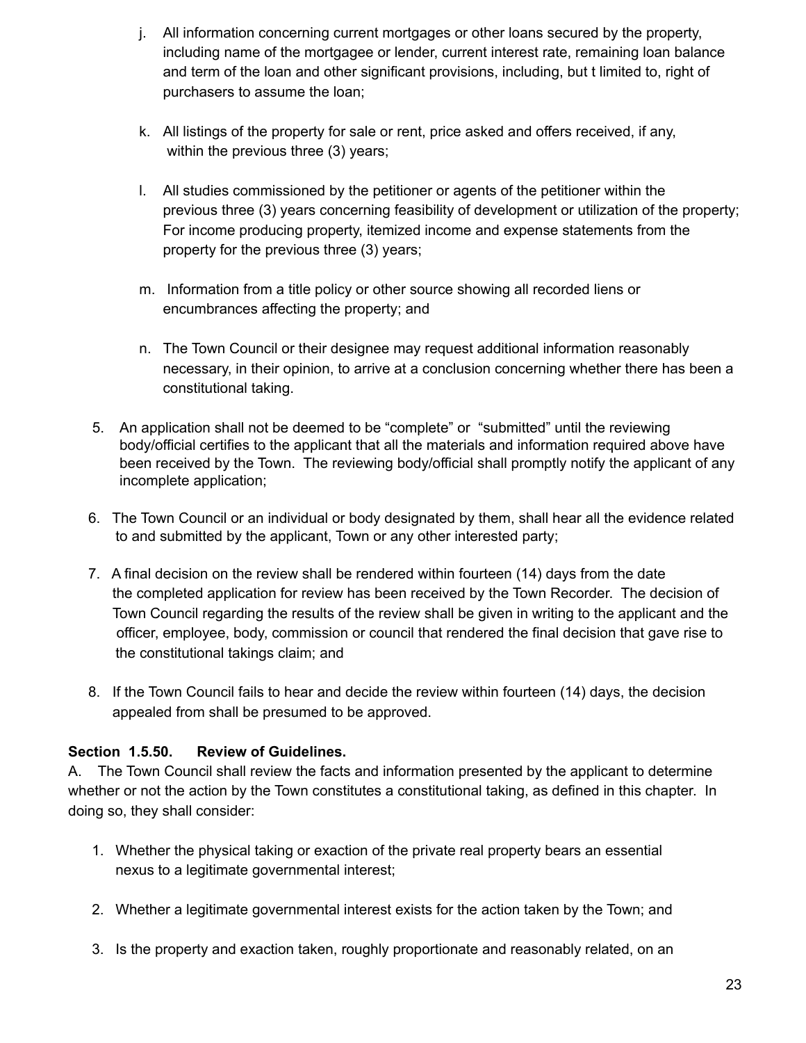j. All information concerning current mortgages or other loans secured by the property, including name of the mortgagee or lender, current interest rate, remaining loan balance and term of the loan and other significant provisions, including, but t limited to, right of purchasers to assume the loan;

k. All listings of the property for sale or rent, price asked and offers received, if any, within the previous three (3) years;

l. All studies commissioned by the petitioner or agents of the petitioner within the previous three (3) years concerning feasibility of development or utilization of the property; For income producing property, itemized income and expense statements from the property for the previous three (3) years;

m. Information from a title policy or other source showing all recorded liens or encumbrances affecting the property; and

n. The Town Council or their designee may request additional information reasonably necessary, in their opinion, to arrive at a conclusion concerning whether there has been a constitutional taking.

5. An application shall not be deemed to be "complete" or "submitted" until the reviewing body/official certifies to the applicant that all the materials and information required above have been received by the Town. The reviewing body/official shall promptly notify the applicant of any incomplete application;

6. The Town Council or an individual or body designated by them, shall hear all the evidence related to and submitted by the applicant, Town or any other interested party;

7. A final decision on the review shall be rendered within fourteen (14) days from the date the completed application for review has been received by the Town Recorder. The decision of Town Council regarding the results of the review shall be given in writing to the applicant and the officer, employee, body, commission or council that rendered the final decision that gave rise to the constitutional takings claim; and

8. If the Town Council fails to hear and decide the review within fourteen (14) days, the decision appealed from shall be presumed to be approved.

**Section 1.5.50. Review of Guidelines.**

A. The Town Council shall review the facts and information presented by the applicant to determine whether or not the action by the Town constitutes a constitutional taking, as defined in this chapter. In doing so, they shall consider:

1. Whether the physical taking or exaction of the private real property bears an essential nexus to a legitimate governmental interest;

2. Whether a legitimate governmental interest exists for the action taken by the Town; and

3. Is the property and exaction taken, roughly proportionate and reasonably related, on an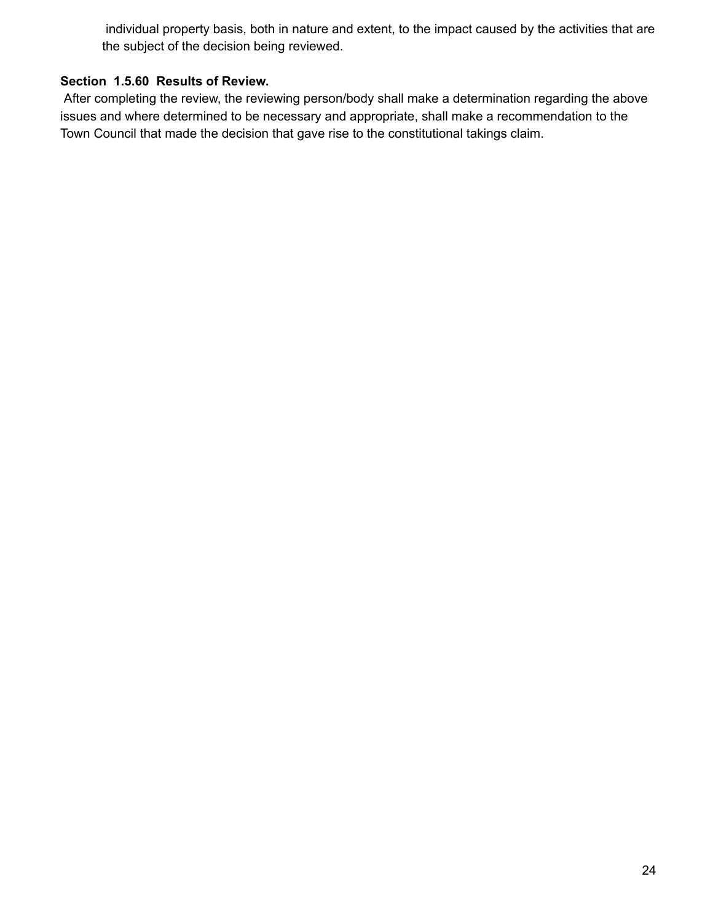individual property basis, both in nature and extent, to the impact caused by the activities that are the subject of the decision being reviewed.

**Section 1.5.60 Results of Review.**

After completing the review, the reviewing person/body shall make a determination regarding the above issues and where determined to be necessary and appropriate, shall make a recommendation to the Town Council that made the decision that gave rise to the constitutional takings claim.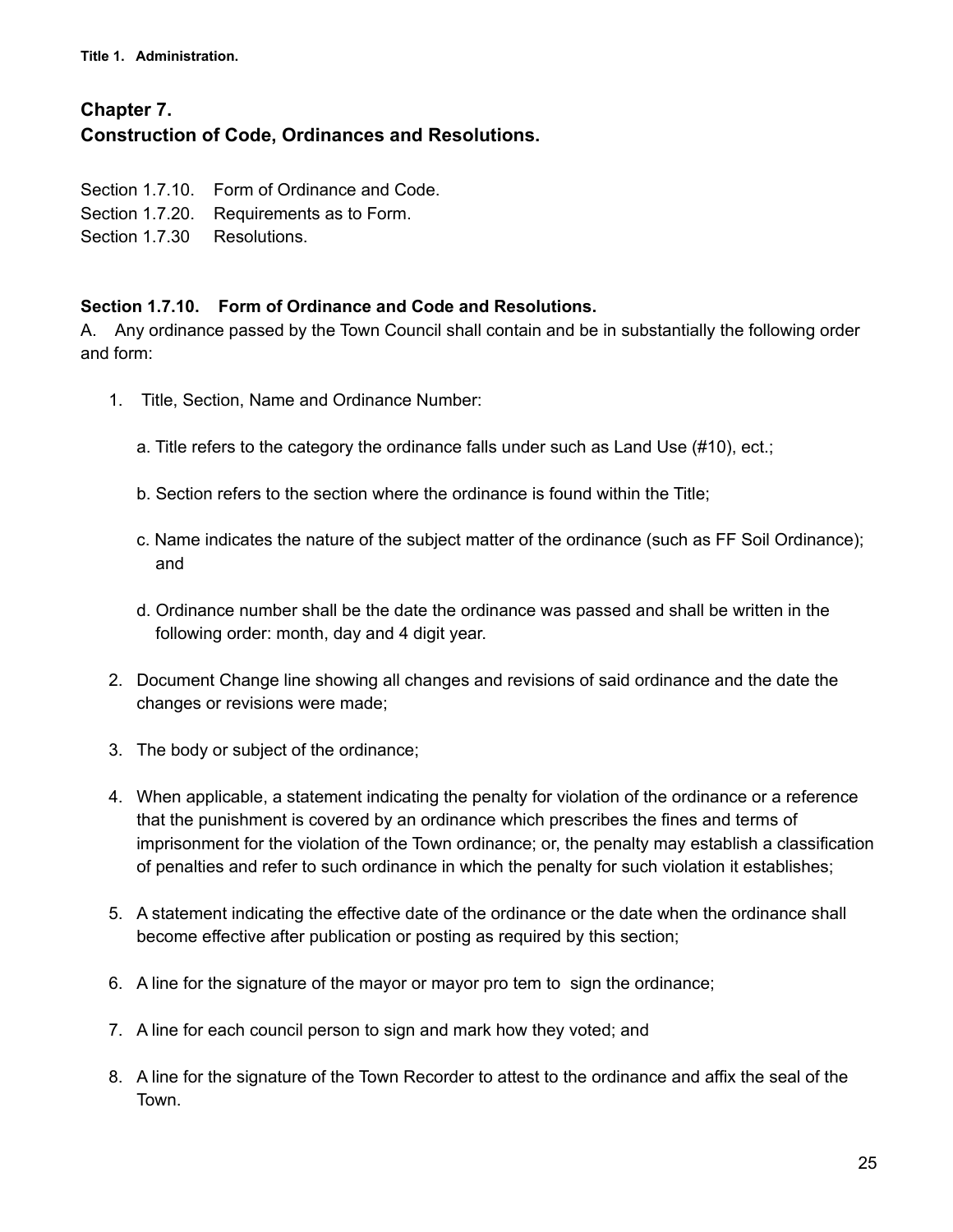Title 1. Administration.

## Chapter 7.
## Construction of Code, Ordinances and Resolutions.

Section 1.7.10. Form of Ordinance and Code.
Section 1.7.20. Requirements as to Form.
Section 1.7.30 Resolutions.

### Section 1.7.10. Form of Ordinance and Code and Resolutions.

A. Any ordinance passed by the Town Council shall contain and be in substantially the following order and form:

1. Title, Section, Name and Ordinance Number:

   a. Title refers to the category the ordinance falls under such as Land Use (#10), ect.;

   b. Section refers to the section where the ordinance is found within the Title;

   c. Name indicates the nature of the subject matter of the ordinance (such as FF Soil Ordinance); and

   d. Ordinance number shall be the date the ordinance was passed and shall be written in the following order: month, day and 4 digit year.

2. Document Change line showing all changes and revisions of said ordinance and the date the changes or revisions were made;

3. The body or subject of the ordinance;

4. When applicable, a statement indicating the penalty for violation of the ordinance or a reference that the punishment is covered by an ordinance which prescribes the fines and terms of imprisonment for the violation of the Town ordinance; or, the penalty may establish a classification of penalties and refer to such ordinance in which the penalty for such violation it establishes;

5. A statement indicating the effective date of the ordinance or the date when the ordinance shall become effective after publication or posting as required by this section;

6. A line for the signature of the mayor or mayor pro tem to sign the ordinance;

7. A line for each council person to sign and mark how they voted; and

8. A line for the signature of the Town Recorder to attest to the ordinance and affix the seal of the Town.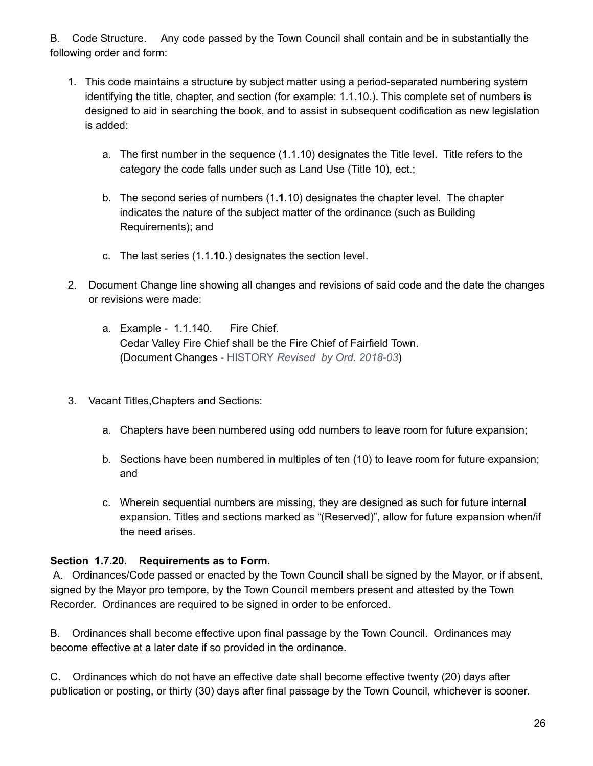B. Code Structure. Any code passed by the Town Council shall contain and be in substantially the following order and form:

1. This code maintains a structure by subject matter using a period-separated numbering system identifying the title, chapter, and section (for example: 1.1.10.). This complete set of numbers is designed to aid in searching the book, and to assist in subsequent codification as new legislation is added:

    a. The first number in the sequence (**1**.1.10) designates the Title level. Title refers to the category the code falls under such as Land Use (Title 10), ect.;

    b. The second series of numbers (1**.1**.10) designates the chapter level. The chapter indicates the nature of the subject matter of the ordinance (such as Building Requirements); and

    c. The last series (1.1.**10.**) designates the section level.

2. Document Change line showing all changes and revisions of said code and the date the changes or revisions were made:

    a. Example - 1.1.140. Fire Chief.
    Cedar Valley Fire Chief shall be the Fire Chief of Fairfield Town.
    (Document Changes - HISTORY *Revised by Ord. 2018-03*)

3. Vacant Titles,Chapters and Sections:

    a. Chapters have been numbered using odd numbers to leave room for future expansion;

    b. Sections have been numbered in multiples of ten (10) to leave room for future expansion; and

    c. Wherein sequential numbers are missing, they are designed as such for future internal expansion. Titles and sections marked as "(Reserved)", allow for future expansion when/if the need arises.

**Section 1.7.20. Requirements as to Form.**

A. Ordinances/Code passed or enacted by the Town Council shall be signed by the Mayor, or if absent, signed by the Mayor pro tempore, by the Town Council members present and attested by the Town Recorder. Ordinances are required to be signed in order to be enforced.

B. Ordinances shall become effective upon final passage by the Town Council. Ordinances may become effective at a later date if so provided in the ordinance.

C. Ordinances which do not have an effective date shall become effective twenty (20) days after publication or posting, or thirty (30) days after final passage by the Town Council, whichever is sooner.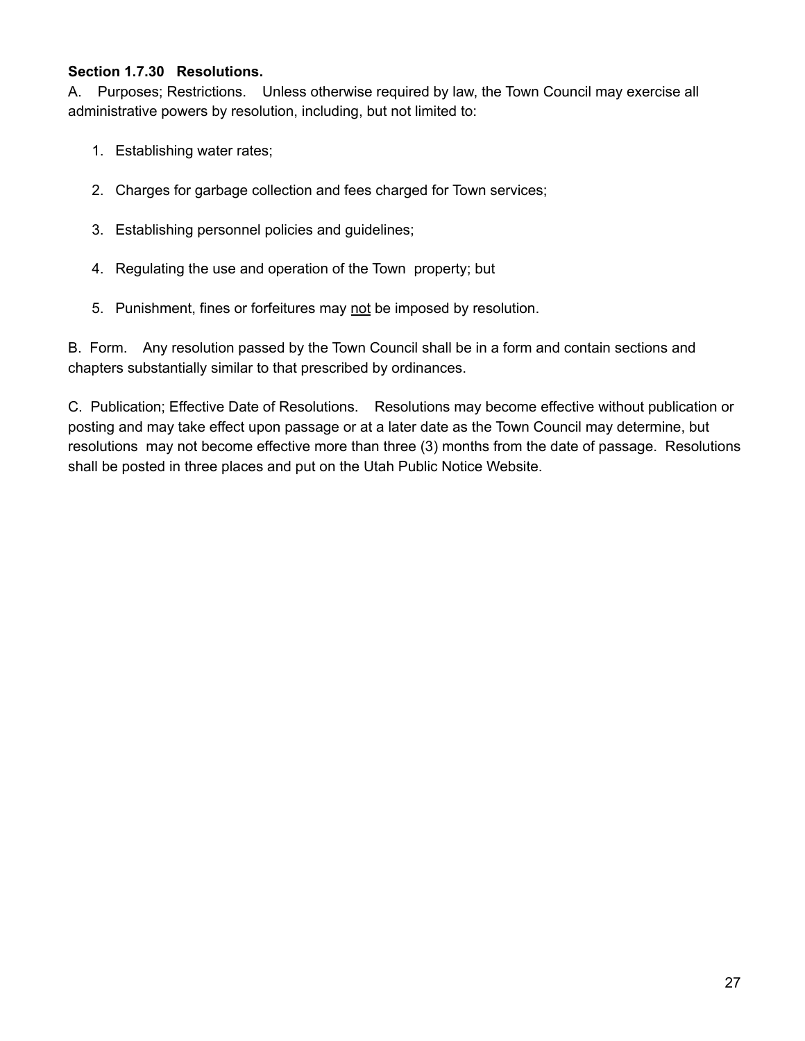**Section 1.7.30 Resolutions.**

A. Purposes; Restrictions. Unless otherwise required by law, the Town Council may exercise all administrative powers by resolution, including, but not limited to:

1. Establishing water rates;

2. Charges for garbage collection and fees charged for Town services;

3. Establishing personnel policies and guidelines;

4. Regulating the use and operation of the Town property; but

5. Punishment, fines or forfeitures may <u>not</u> be imposed by resolution.

B. Form. Any resolution passed by the Town Council shall be in a form and contain sections and chapters substantially similar to that prescribed by ordinances.

C. Publication; Effective Date of Resolutions. Resolutions may become effective without publication or posting and may take effect upon passage or at a later date as the Town Council may determine, but resolutions may not become effective more than three (3) months from the date of passage. Resolutions shall be posted in three places and put on the Utah Public Notice Website.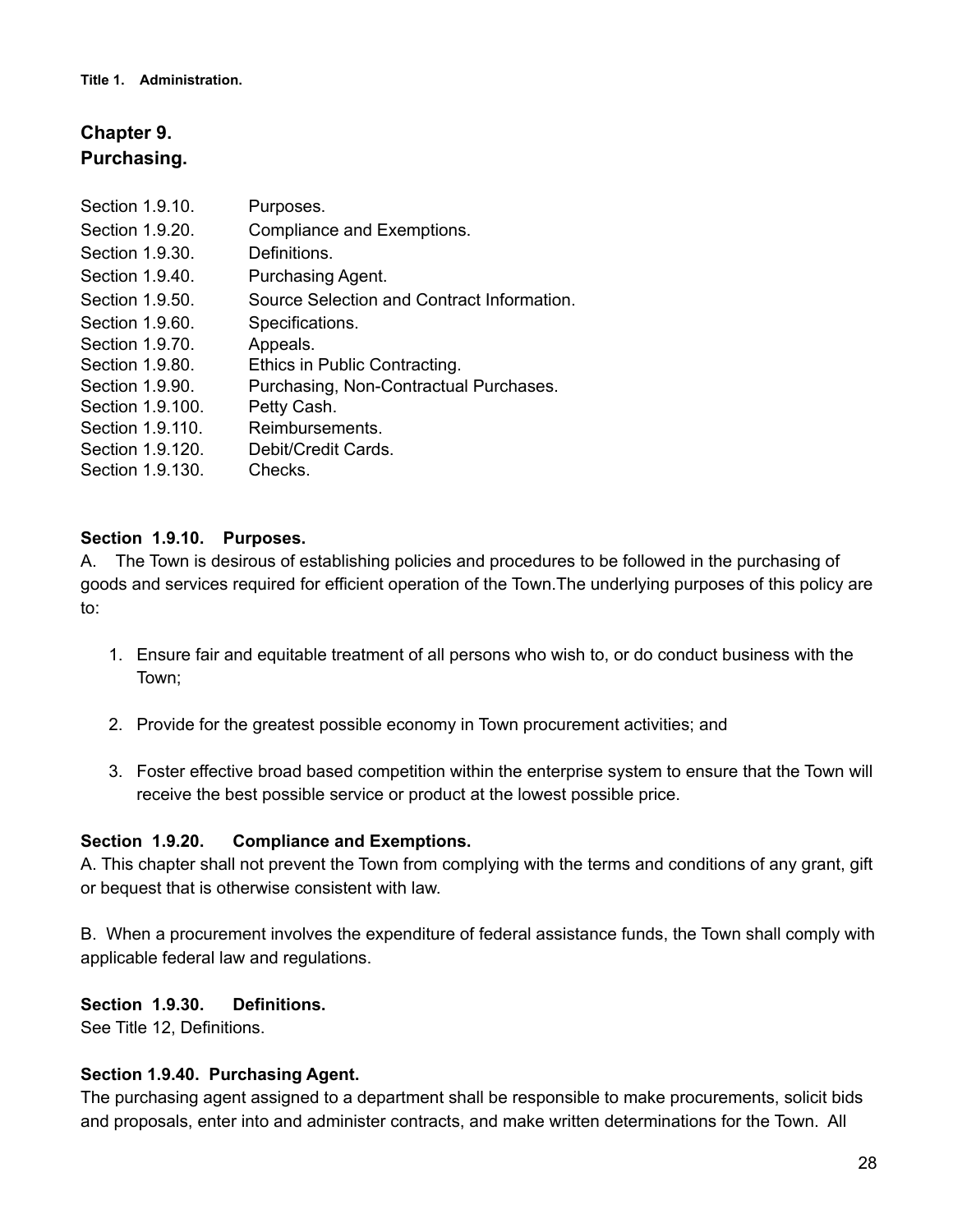**Title 1. Administration.**

## Chapter 9.
## Purchasing.

| | |
|---|---|
| Section 1.9.10. | Purposes. |
| Section 1.9.20. | Compliance and Exemptions. |
| Section 1.9.30. | Definitions. |
| Section 1.9.40. | Purchasing Agent. |
| Section 1.9.50. | Source Selection and Contract Information. |
| Section 1.9.60. | Specifications. |
| Section 1.9.70. | Appeals. |
| Section 1.9.80. | Ethics in Public Contracting. |
| Section 1.9.90. | Purchasing, Non-Contractual Purchases. |
| Section 1.9.100. | Petty Cash. |
| Section 1.9.110. | Reimbursements. |
| Section 1.9.120. | Debit/Credit Cards. |
| Section 1.9.130. | Checks. |

### Section 1.9.10. Purposes.

A. The Town is desirous of establishing policies and procedures to be followed in the purchasing of goods and services required for efficient operation of the Town.The underlying purposes of this policy are to:

1. Ensure fair and equitable treatment of all persons who wish to, or do conduct business with the Town;

2. Provide for the greatest possible economy in Town procurement activities; and

3. Foster effective broad based competition within the enterprise system to ensure that the Town will receive the best possible service or product at the lowest possible price.

### Section 1.9.20. Compliance and Exemptions.

A. This chapter shall not prevent the Town from complying with the terms and conditions of any grant, gift or bequest that is otherwise consistent with law.

B. When a procurement involves the expenditure of federal assistance funds, the Town shall comply with applicable federal law and regulations.

### Section 1.9.30. Definitions.

See Title 12, Definitions.

### Section 1.9.40. Purchasing Agent.

The purchasing agent assigned to a department shall be responsible to make procurements, solicit bids and proposals, enter into and administer contracts, and make written determinations for the Town. All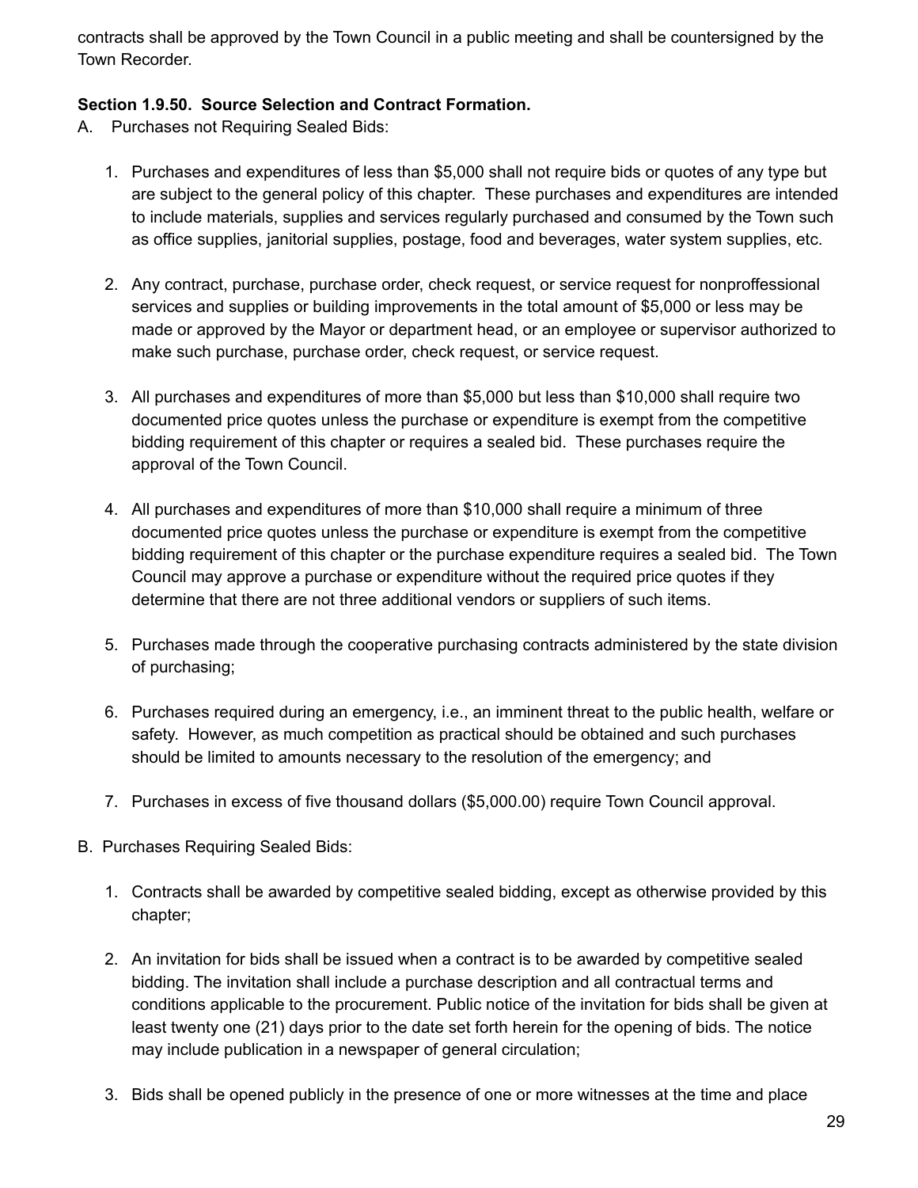contracts shall be approved by the Town Council in a public meeting and shall be countersigned by the Town Recorder.

**Section 1.9.50. Source Selection and Contract Formation.**

A. Purchases not Requiring Sealed Bids:

1. Purchases and expenditures of less than $5,000 shall not require bids or quotes of any type but are subject to the general policy of this chapter. These purchases and expenditures are intended to include materials, supplies and services regularly purchased and consumed by the Town such as office supplies, janitorial supplies, postage, food and beverages, water system supplies, etc.

2. Any contract, purchase, purchase order, check request, or service request for nonproffessional services and supplies or building improvements in the total amount of $5,000 or less may be made or approved by the Mayor or department head, or an employee or supervisor authorized to make such purchase, purchase order, check request, or service request.

3. All purchases and expenditures of more than $5,000 but less than $10,000 shall require two documented price quotes unless the purchase or expenditure is exempt from the competitive bidding requirement of this chapter or requires a sealed bid. These purchases require the approval of the Town Council.

4. All purchases and expenditures of more than $10,000 shall require a minimum of three documented price quotes unless the purchase or expenditure is exempt from the competitive bidding requirement of this chapter or the purchase expenditure requires a sealed bid. The Town Council may approve a purchase or expenditure without the required price quotes if they determine that there are not three additional vendors or suppliers of such items.

5. Purchases made through the cooperative purchasing contracts administered by the state division of purchasing;

6. Purchases required during an emergency, i.e., an imminent threat to the public health, welfare or safety. However, as much competition as practical should be obtained and such purchases should be limited to amounts necessary to the resolution of the emergency; and

7. Purchases in excess of five thousand dollars ($5,000.00) require Town Council approval.

B. Purchases Requiring Sealed Bids:

1. Contracts shall be awarded by competitive sealed bidding, except as otherwise provided by this chapter;

2. An invitation for bids shall be issued when a contract is to be awarded by competitive sealed bidding. The invitation shall include a purchase description and all contractual terms and conditions applicable to the procurement. Public notice of the invitation for bids shall be given at least twenty one (21) days prior to the date set forth herein for the opening of bids. The notice may include publication in a newspaper of general circulation;

3. Bids shall be opened publicly in the presence of one or more witnesses at the time and place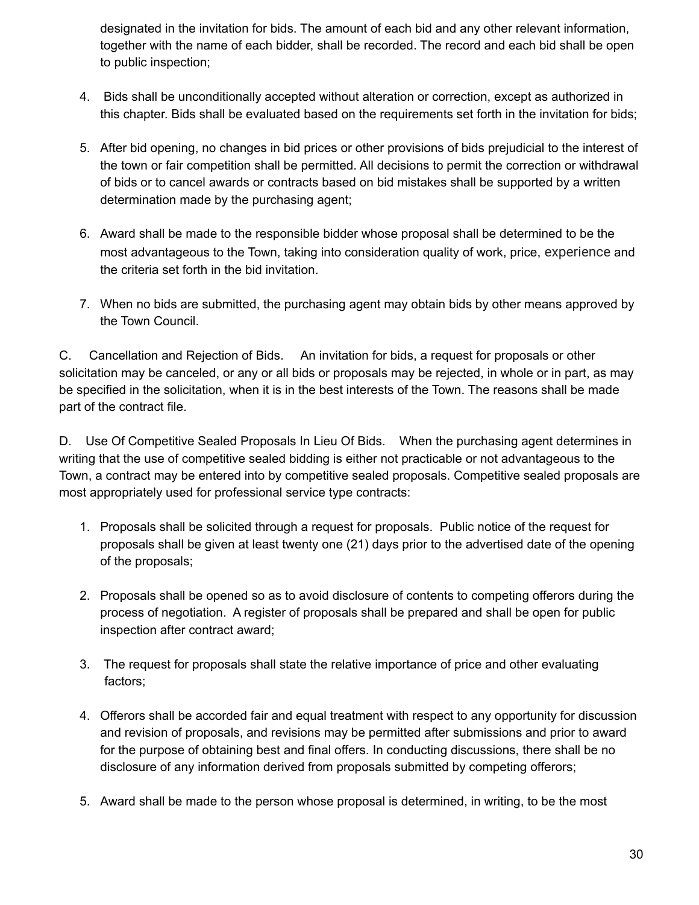designated in the invitation for bids. The amount of each bid and any other relevant information, together with the name of each bidder, shall be recorded. The record and each bid shall be open to public inspection;

4. Bids shall be unconditionally accepted without alteration or correction, except as authorized in this chapter. Bids shall be evaluated based on the requirements set forth in the invitation for bids;

5. After bid opening, no changes in bid prices or other provisions of bids prejudicial to the interest of the town or fair competition shall be permitted. All decisions to permit the correction or withdrawal of bids or to cancel awards or contracts based on bid mistakes shall be supported by a written determination made by the purchasing agent;

6. Award shall be made to the responsible bidder whose proposal shall be determined to be the most advantageous to the Town, taking into consideration quality of work, price, experience and the criteria set forth in the bid invitation.

7. When no bids are submitted, the purchasing agent may obtain bids by other means approved by the Town Council.

C. Cancellation and Rejection of Bids. An invitation for bids, a request for proposals or other solicitation may be canceled, or any or all bids or proposals may be rejected, in whole or in part, as may be specified in the solicitation, when it is in the best interests of the Town. The reasons shall be made part of the contract file.

D. Use Of Competitive Sealed Proposals In Lieu Of Bids. When the purchasing agent determines in writing that the use of competitive sealed bidding is either not practicable or not advantageous to the Town, a contract may be entered into by competitive sealed proposals. Competitive sealed proposals are most appropriately used for professional service type contracts:

1. Proposals shall be solicited through a request for proposals. Public notice of the request for proposals shall be given at least twenty one (21) days prior to the advertised date of the opening of the proposals;

2. Proposals shall be opened so as to avoid disclosure of contents to competing offerors during the process of negotiation. A register of proposals shall be prepared and shall be open for public inspection after contract award;

3. The request for proposals shall state the relative importance of price and other evaluating factors;

4. Offerors shall be accorded fair and equal treatment with respect to any opportunity for discussion and revision of proposals, and revisions may be permitted after submissions and prior to award for the purpose of obtaining best and final offers. In conducting discussions, there shall be no disclosure of any information derived from proposals submitted by competing offerors;

5. Award shall be made to the person whose proposal is determined, in writing, to be the most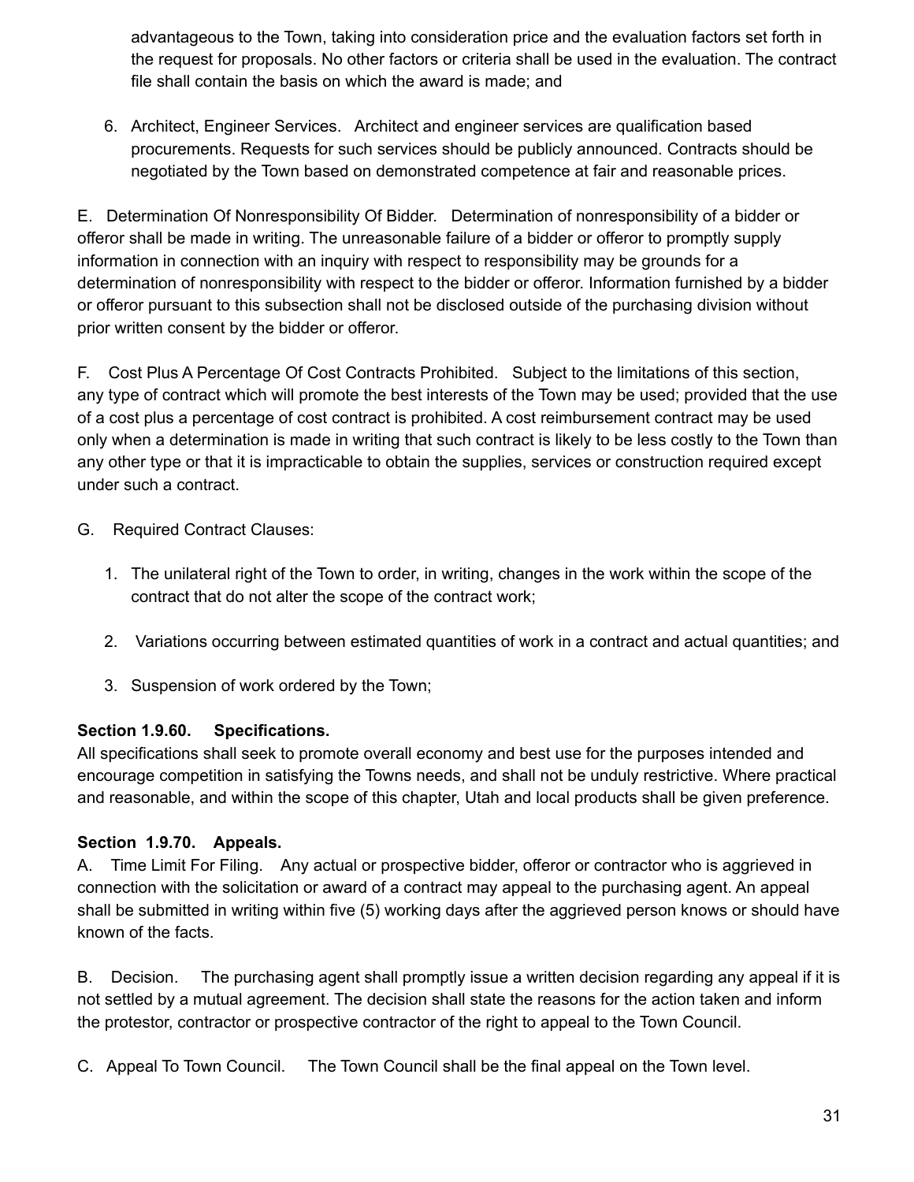advantageous to the Town, taking into consideration price and the evaluation factors set forth in the request for proposals. No other factors or criteria shall be used in the evaluation. The contract file shall contain the basis on which the award is made; and

6. Architect, Engineer Services. Architect and engineer services are qualification based procurements. Requests for such services should be publicly announced. Contracts should be negotiated by the Town based on demonstrated competence at fair and reasonable prices.

E. Determination Of Nonresponsibility Of Bidder. Determination of nonresponsibility of a bidder or offeror shall be made in writing. The unreasonable failure of a bidder or offeror to promptly supply information in connection with an inquiry with respect to responsibility may be grounds for a determination of nonresponsibility with respect to the bidder or offeror. Information furnished by a bidder or offeror pursuant to this subsection shall not be disclosed outside of the purchasing division without prior written consent by the bidder or offeror.

F. Cost Plus A Percentage Of Cost Contracts Prohibited. Subject to the limitations of this section, any type of contract which will promote the best interests of the Town may be used; provided that the use of a cost plus a percentage of cost contract is prohibited. A cost reimbursement contract may be used only when a determination is made in writing that such contract is likely to be less costly to the Town than any other type or that it is impracticable to obtain the supplies, services or construction required except under such a contract.

G. Required Contract Clauses:

1. The unilateral right of the Town to order, in writing, changes in the work within the scope of the contract that do not alter the scope of the contract work;

2. Variations occurring between estimated quantities of work in a contract and actual quantities; and

3. Suspension of work ordered by the Town;

**Section 1.9.60. Specifications.**
All specifications shall seek to promote overall economy and best use for the purposes intended and encourage competition in satisfying the Towns needs, and shall not be unduly restrictive. Where practical and reasonable, and within the scope of this chapter, Utah and local products shall be given preference.

**Section 1.9.70. Appeals.**
A. Time Limit For Filing. Any actual or prospective bidder, offeror or contractor who is aggrieved in connection with the solicitation or award of a contract may appeal to the purchasing agent. An appeal shall be submitted in writing within five (5) working days after the aggrieved person knows or should have known of the facts.

B. Decision. The purchasing agent shall promptly issue a written decision regarding any appeal if it is not settled by a mutual agreement. The decision shall state the reasons for the action taken and inform the protestor, contractor or prospective contractor of the right to appeal to the Town Council.

C. Appeal To Town Council. The Town Council shall be the final appeal on the Town level.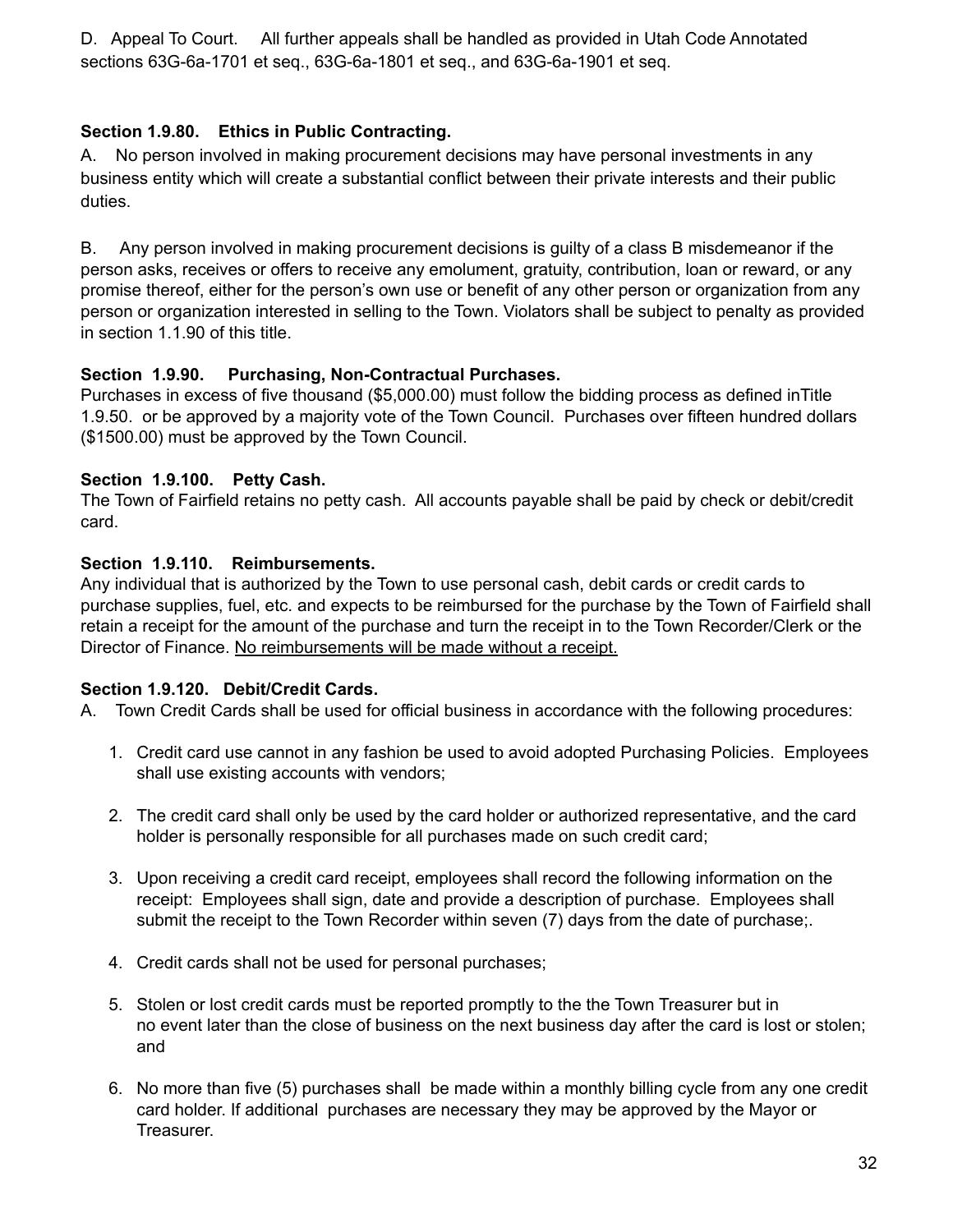D. Appeal To Court. All further appeals shall be handled as provided in Utah Code Annotated sections 63G-6a-1701 et seq., 63G-6a-1801 et seq., and 63G-6a-1901 et seq.

**Section 1.9.80. Ethics in Public Contracting.**

A. No person involved in making procurement decisions may have personal investments in any business entity which will create a substantial conflict between their private interests and their public duties.

B. Any person involved in making procurement decisions is guilty of a class B misdemeanor if the person asks, receives or offers to receive any emolument, gratuity, contribution, loan or reward, or any promise thereof, either for the person's own use or benefit of any other person or organization from any person or organization interested in selling to the Town. Violators shall be subject to penalty as provided in section 1.1.90 of this title.

**Section 1.9.90. Purchasing, Non-Contractual Purchases.**

Purchases in excess of five thousand ($5,000.00) must follow the bidding process as defined inTitle 1.9.50. or be approved by a majority vote of the Town Council. Purchases over fifteen hundred dollars ($1500.00) must be approved by the Town Council.

**Section 1.9.100. Petty Cash.**

The Town of Fairfield retains no petty cash. All accounts payable shall be paid by check or debit/credit card.

**Section 1.9.110. Reimbursements.**

Any individual that is authorized by the Town to use personal cash, debit cards or credit cards to purchase supplies, fuel, etc. and expects to be reimbursed for the purchase by the Town of Fairfield shall retain a receipt for the amount of the purchase and turn the receipt in to the Town Recorder/Clerk or the Director of Finance. <u>No reimbursements will be made without a receipt.</u>

**Section 1.9.120. Debit/Credit Cards.**

A. Town Credit Cards shall be used for official business in accordance with the following procedures:

1. Credit card use cannot in any fashion be used to avoid adopted Purchasing Policies. Employees shall use existing accounts with vendors;

2. The credit card shall only be used by the card holder or authorized representative, and the card holder is personally responsible for all purchases made on such credit card;

3. Upon receiving a credit card receipt, employees shall record the following information on the receipt: Employees shall sign, date and provide a description of purchase. Employees shall submit the receipt to the Town Recorder within seven (7) days from the date of purchase;.

4. Credit cards shall not be used for personal purchases;

5. Stolen or lost credit cards must be reported promptly to the the Town Treasurer but in no event later than the close of business on the next business day after the card is lost or stolen; and

6. No more than five (5) purchases shall be made within a monthly billing cycle from any one credit card holder. If additional purchases are necessary they may be approved by the Mayor or Treasurer.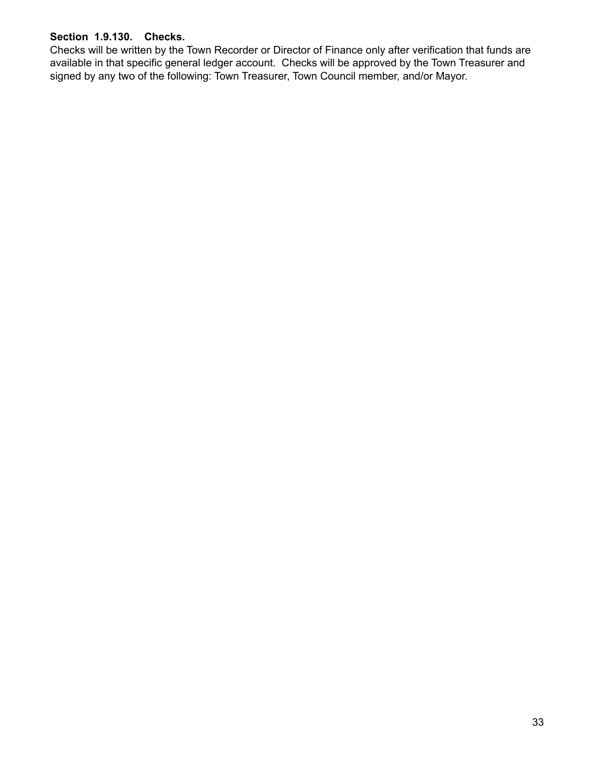**Section 1.9.130. Checks.**

Checks will be written by the Town Recorder or Director of Finance only after verification that funds are available in that specific general ledger account. Checks will be approved by the Town Treasurer and signed by any two of the following: Town Treasurer, Town Council member, and/or Mayor.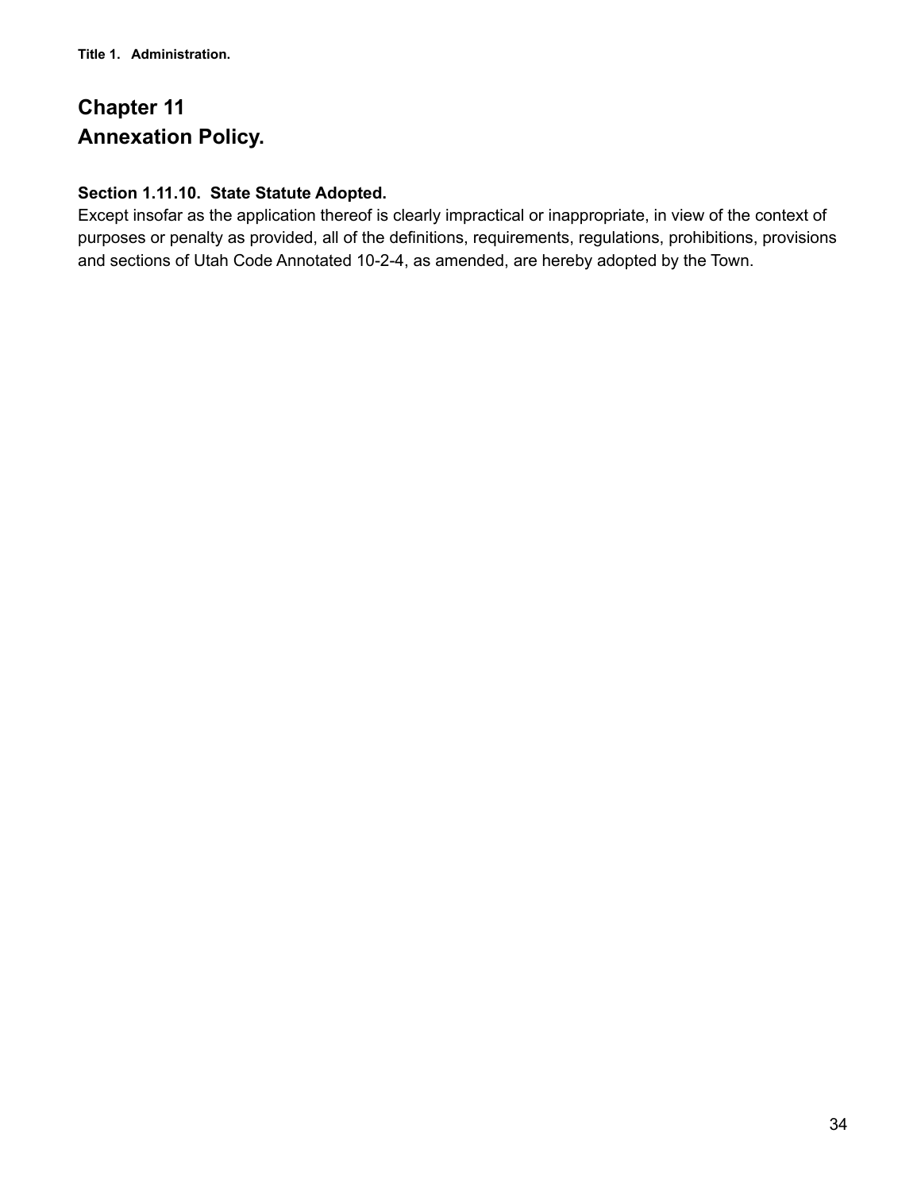# Chapter 11
# Annexation Policy.

### Section 1.11.10. State Statute Adopted.

Except insofar as the application thereof is clearly impractical or inappropriate, in view of the context of purposes or penalty as provided, all of the definitions, requirements, regulations, prohibitions, provisions and sections of Utah Code Annotated 10-2-4, as amended, are hereby adopted by the Town.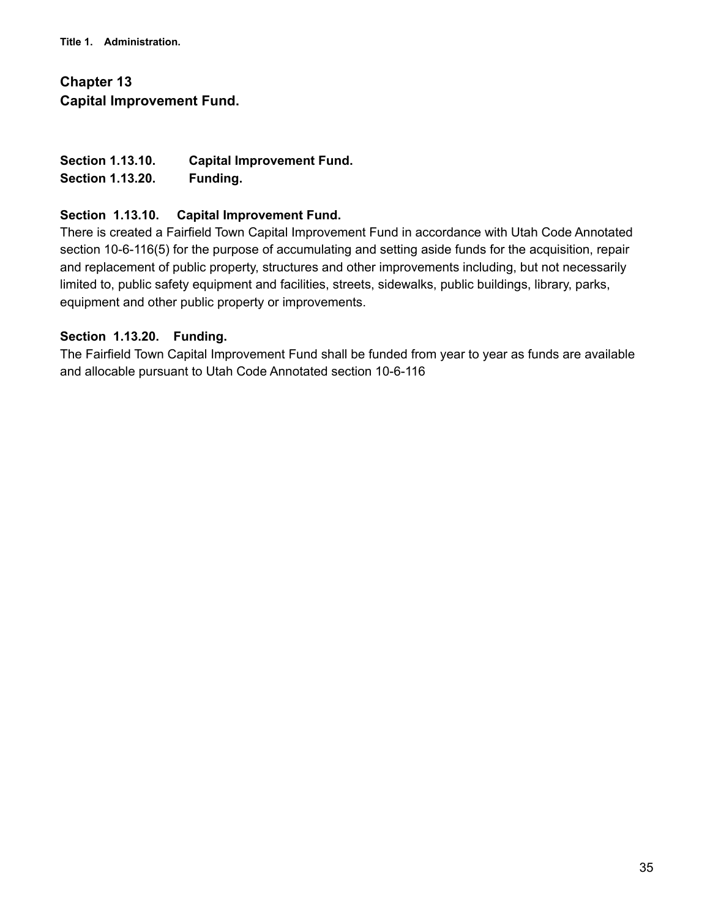## Chapter 13
## Capital Improvement Fund.

**Section 1.13.10. Capital Improvement Fund.**
**Section 1.13.20. Funding.**

### Section 1.13.10. Capital Improvement Fund.

There is created a Fairfield Town Capital Improvement Fund in accordance with Utah Code Annotated section 10-6-116(5) for the purpose of accumulating and setting aside funds for the acquisition, repair and replacement of public property, structures and other improvements including, but not necessarily limited to, public safety equipment and facilities, streets, sidewalks, public buildings, library, parks, equipment and other public property or improvements.

### Section 1.13.20. Funding.

The Fairfield Town Capital Improvement Fund shall be funded from year to year as funds are available and allocable pursuant to Utah Code Annotated section 10-6-116